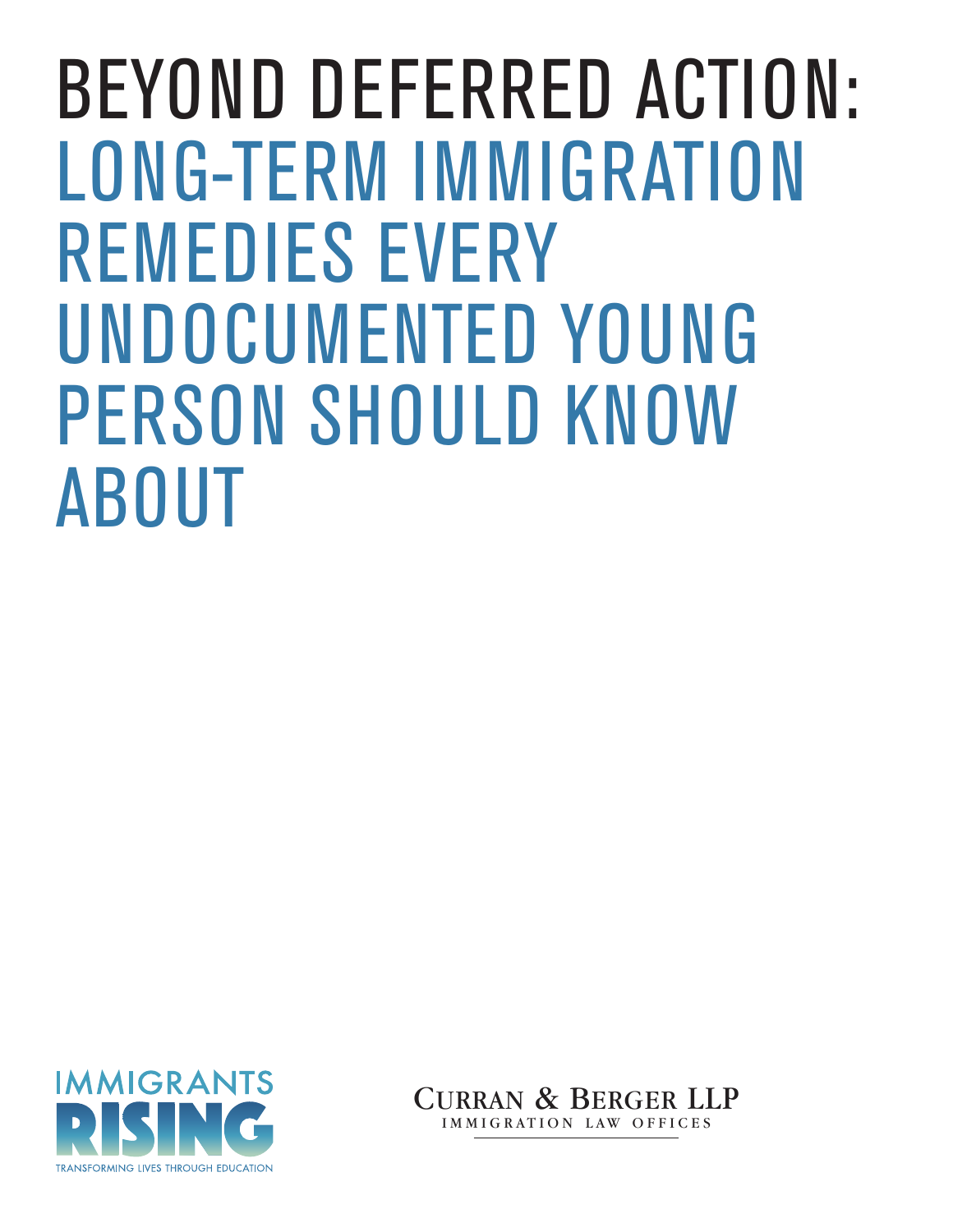# BEYOND DEFERRED ACTION: LONG-TERM IMMIGRATION REMEDIES EVERY UNDOCUMENTED YOUNG PERSON SHOULD KNOW ABOUT

IMMIGRANTS RISING
TRANSFORMING LIVES THROUGH EDUCATION

CURRAN & BERGER LLP
IMMIGRATION LAW OFFICES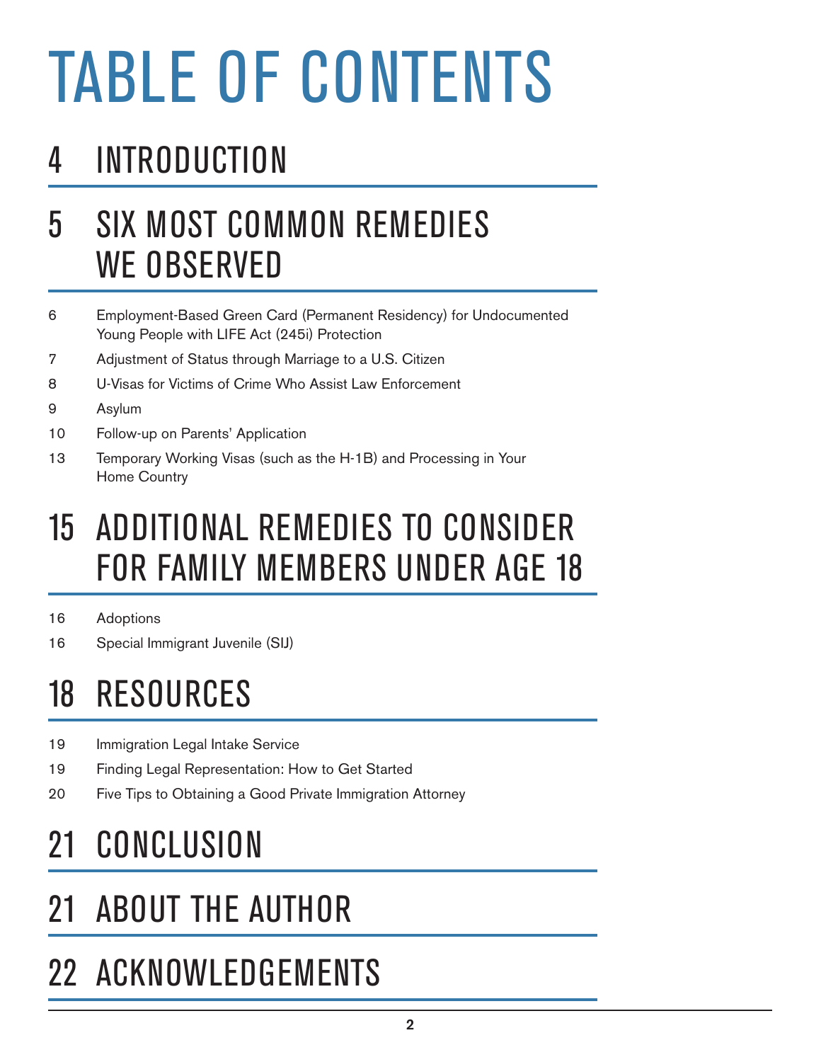# TABLE OF CONTENTS

## 4 INTRODUCTION

## 5 SIX MOST COMMON REMEDIES WE OBSERVED

- 6 Employment-Based Green Card (Permanent Residency) for Undocumented Young People with LIFE Act (245i) Protection
- 7 Adjustment of Status through Marriage to a U.S. Citizen
- 8 U-Visas for Victims of Crime Who Assist Law Enforcement
- 9 Asylum
- 10 Follow-up on Parents' Application
- 13 Temporary Working Visas (such as the H-1B) and Processing in Your Home Country

## 15 ADDITIONAL REMEDIES TO CONSIDER FOR FAMILY MEMBERS UNDER AGE 18

- 16 Adoptions
- 16 Special Immigrant Juvenile (SIJ)

## 18 RESOURCES

- 19 Immigration Legal Intake Service
- 19 Finding Legal Representation: How to Get Started
- 20 Five Tips to Obtaining a Good Private Immigration Attorney

## 21 CONCLUSION

## 21 ABOUT THE AUTHOR

## 22 ACKNOWLEDGEMENTS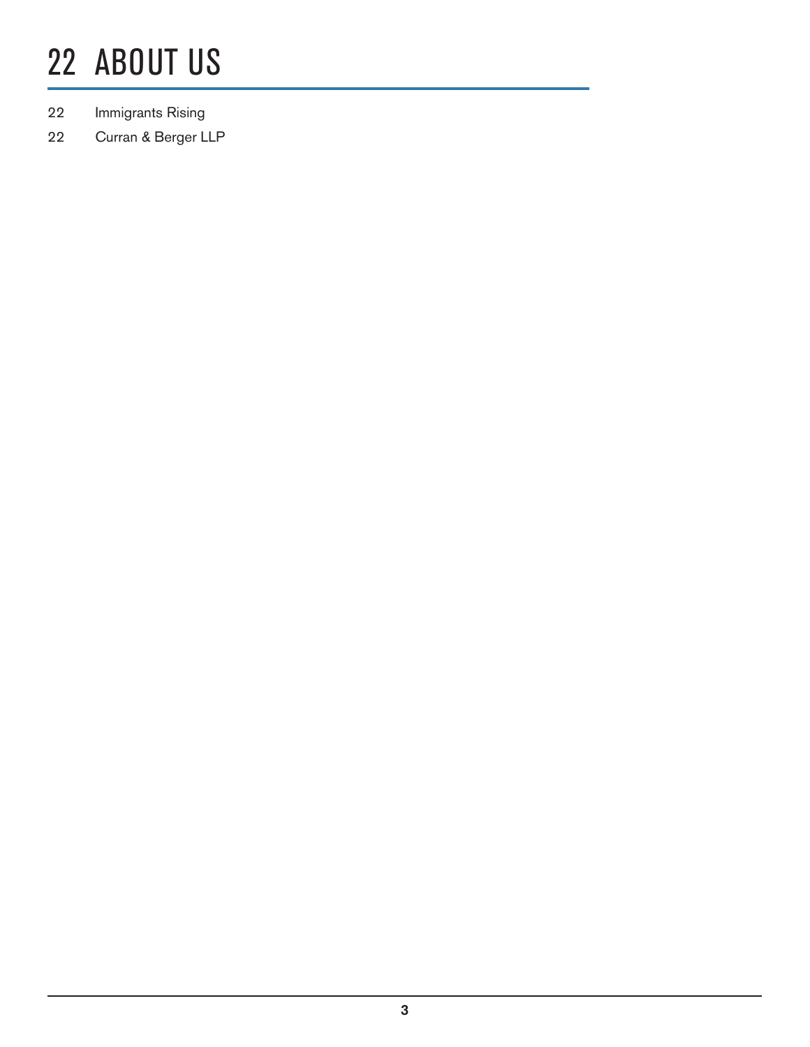# 22 ABOUT US

22 Immigrants Rising

22 Curran & Berger LLP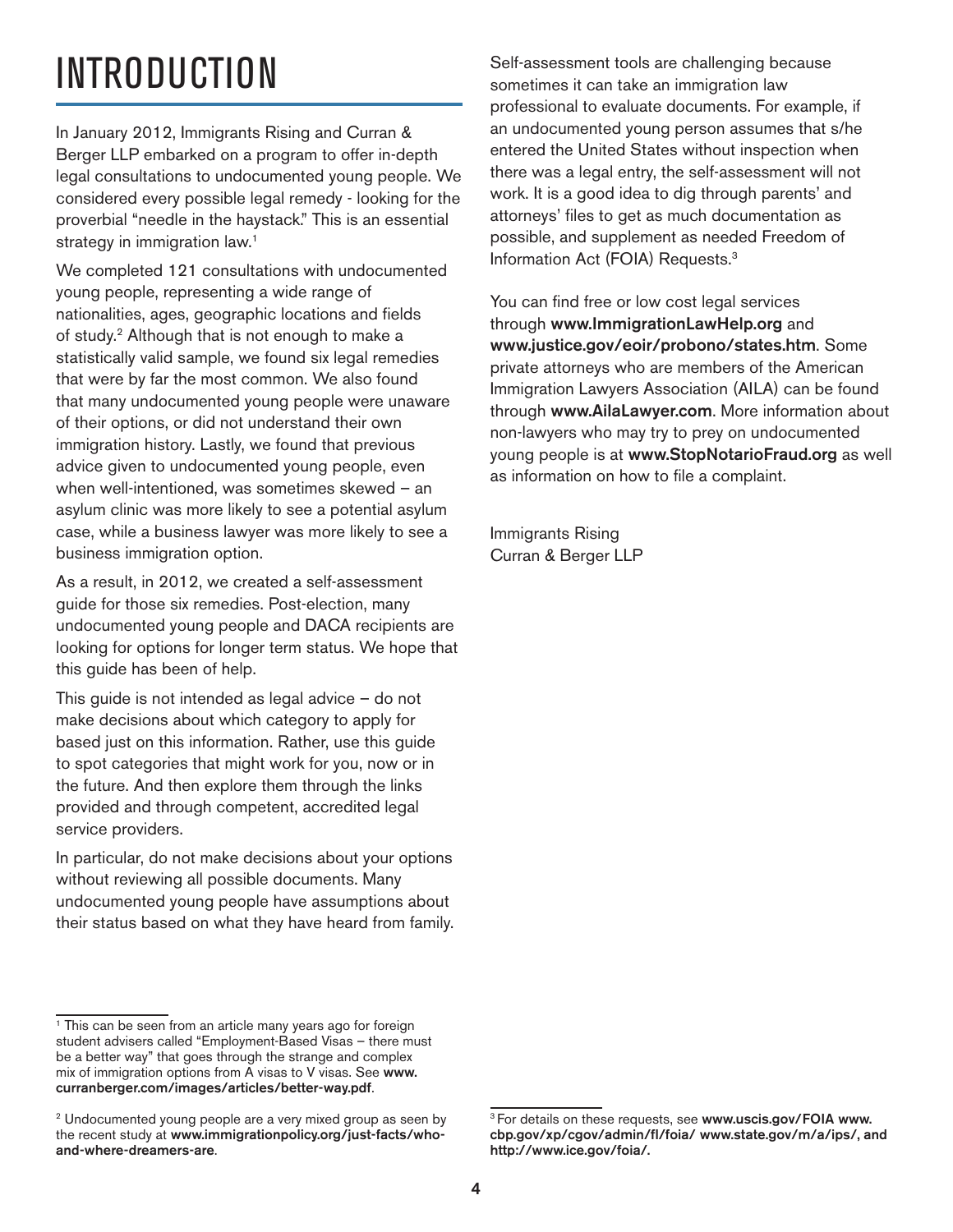# INTRODUCTION

In January 2012, Immigrants Rising and Curran & Berger LLP embarked on a program to offer in-depth legal consultations to undocumented young people. We considered every possible legal remedy - looking for the proverbial "needle in the haystack." This is an essential strategy in immigration law.[1]

We completed 121 consultations with undocumented young people, representing a wide range of nationalities, ages, geographic locations and fields of study.[2] Although that is not enough to make a statistically valid sample, we found six legal remedies that were by far the most common. We also found that many undocumented young people were unaware of their options, or did not understand their own immigration history. Lastly, we found that previous advice given to undocumented young people, even when well-intentioned, was sometimes skewed – an asylum clinic was more likely to see a potential asylum case, while a business lawyer was more likely to see a business immigration option.

As a result, in 2012, we created a self-assessment guide for those six remedies. Post-election, many undocumented young people and DACA recipients are looking for options for longer term status. We hope that this guide has been of help.

This guide is not intended as legal advice – do not make decisions about which category to apply for based just on this information. Rather, use this guide to spot categories that might work for you, now or in the future. And then explore them through the links provided and through competent, accredited legal service providers.

In particular, do not make decisions about your options without reviewing all possible documents. Many undocumented young people have assumptions about their status based on what they have heard from family. Self-assessment tools are challenging because sometimes it can take an immigration law professional to evaluate documents. For example, if an undocumented young person assumes that s/he entered the United States without inspection when there was a legal entry, the self-assessment will not work. It is a good idea to dig through parents' and attorneys' files to get as much documentation as possible, and supplement as needed Freedom of Information Act (FOIA) Requests.[3]

You can find free or low cost legal services through **www.ImmigrationLawHelp.org** and **www.justice.gov/eoir/probono/states.htm**. Some private attorneys who are members of the American Immigration Lawyers Association (AILA) can be found through **www.AilaLawyer.com**. More information about non-lawyers who may try to prey on undocumented young people is at **www.StopNotarioFraud.org** as well as information on how to file a complaint.

Immigrants Rising
Curran & Berger LLP

---

[1] This can be seen from an article many years ago for foreign student advisers called "Employment-Based Visas – there must be a better way" that goes through the strange and complex mix of immigration options from A visas to V visas. See **www.curranberger.com/images/articles/better-way.pdf**.

[2] Undocumented young people are a very mixed group as seen by the recent study at **www.immigrationpolicy.org/just-facts/who-and-where-dreamers-are**.

[3] For details on these requests, see **www.uscis.gov/FOIA www.cbp.gov/xp/cgov/admin/fl/foia/ www.state.gov/m/a/ips/, and http://www.ice.gov/foia/.**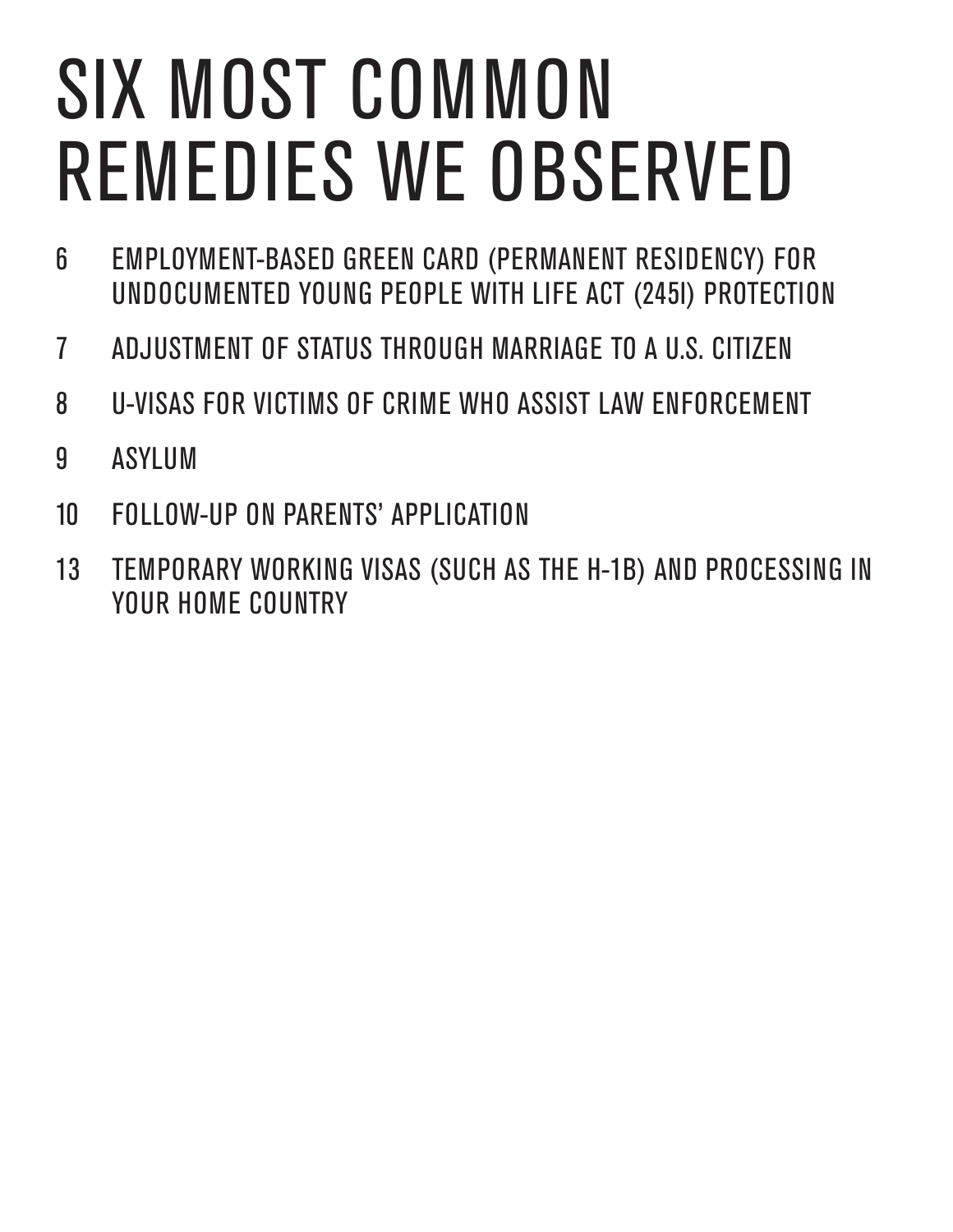# SIX MOST COMMON REMEDIES WE OBSERVED

6 EMPLOYMENT-BASED GREEN CARD (PERMANENT RESIDENCY) FOR UNDOCUMENTED YOUNG PEOPLE WITH LIFE ACT (245I) PROTECTION

7 ADJUSTMENT OF STATUS THROUGH MARRIAGE TO A U.S. CITIZEN

8 U-VISAS FOR VICTIMS OF CRIME WHO ASSIST LAW ENFORCEMENT

9 ASYLUM

10 FOLLOW-UP ON PARENTS' APPLICATION

13 TEMPORARY WORKING VISAS (SUCH AS THE H-1B) AND PROCESSING IN YOUR HOME COUNTRY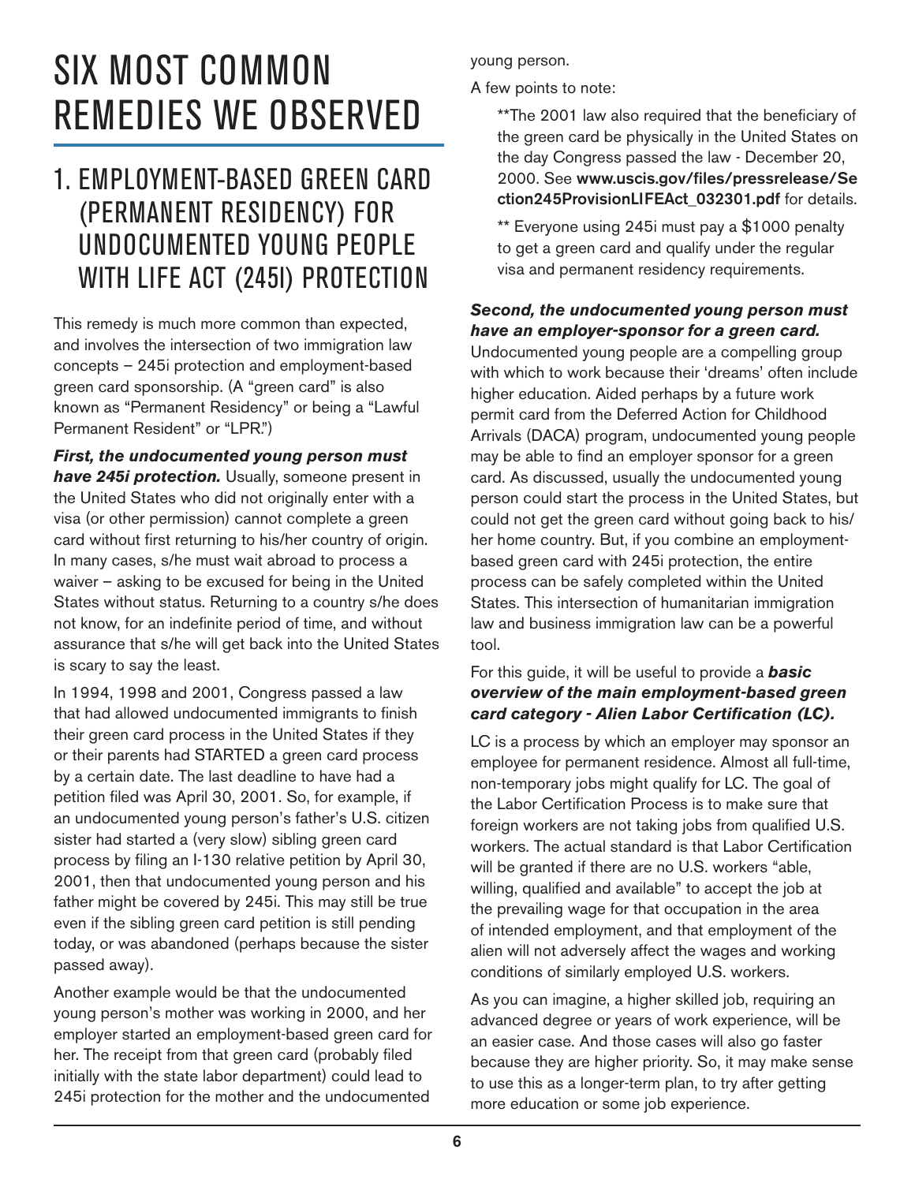# SIX MOST COMMON REMEDIES WE OBSERVED

## 1. EMPLOYMENT-BASED GREEN CARD (PERMANENT RESIDENCY) FOR UNDOCUMENTED YOUNG PEOPLE WITH LIFE ACT (245I) PROTECTION

This remedy is much more common than expected, and involves the intersection of two immigration law concepts – 245i protection and employment-based green card sponsorship. (A "green card" is also known as "Permanent Residency" or being a "Lawful Permanent Resident" or "LPR.")

***First, the undocumented young person must have 245i protection.*** Usually, someone present in the United States who did not originally enter with a visa (or other permission) cannot complete a green card without first returning to his/her country of origin. In many cases, s/he must wait abroad to process a waiver – asking to be excused for being in the United States without status. Returning to a country s/he does not know, for an indefinite period of time, and without assurance that s/he will get back into the United States is scary to say the least.

In 1994, 1998 and 2001, Congress passed a law that had allowed undocumented immigrants to finish their green card process in the United States if they or their parents had STARTED a green card process by a certain date. The last deadline to have had a petition filed was April 30, 2001. So, for example, if an undocumented young person's father's U.S. citizen sister had started a (very slow) sibling green card process by filing an I-130 relative petition by April 30, 2001, then that undocumented young person and his father might be covered by 245i. This may still be true even if the sibling green card petition is still pending today, or was abandoned (perhaps because the sister passed away).

Another example would be that the undocumented young person's mother was working in 2000, and her employer started an employment-based green card for her. The receipt from that green card (probably filed initially with the state labor department) could lead to 245i protection for the mother and the undocumented young person.

A few points to note:

> **The 2001 law also required that the beneficiary of the green card be physically in the United States on the day Congress passed the law - December 20, 2000. See **www.uscis.gov/files/pressrelease/Section245ProvisionLIFEAct_032301.pdf** for details.
>
> ** Everyone using 245i must pay a $1000 penalty to get a green card and qualify under the regular visa and permanent residency requirements.

***Second, the undocumented young person must have an employer-sponsor for a green card.*** Undocumented young people are a compelling group with which to work because their 'dreams' often include higher education. Aided perhaps by a future work permit card from the Deferred Action for Childhood Arrivals (DACA) program, undocumented young people may be able to find an employer sponsor for a green card. As discussed, usually the undocumented young person could start the process in the United States, but could not get the green card without going back to his/her home country. But, if you combine an employment-based green card with 245i protection, the entire process can be safely completed within the United States. This intersection of humanitarian immigration law and business immigration law can be a powerful tool.

For this guide, it will be useful to provide a ***basic overview of the main employment-based green card category - Alien Labor Certification (LC).***

LC is a process by which an employer may sponsor an employee for permanent residence. Almost all full-time, non-temporary jobs might qualify for LC. The goal of the Labor Certification Process is to make sure that foreign workers are not taking jobs from qualified U.S. workers. The actual standard is that Labor Certification will be granted if there are no U.S. workers "able, willing, qualified and available" to accept the job at the prevailing wage for that occupation in the area of intended employment, and that employment of the alien will not adversely affect the wages and working conditions of similarly employed U.S. workers.

As you can imagine, a higher skilled job, requiring an advanced degree or years of work experience, will be an easier case. And those cases will also go faster because they are higher priority. So, it may make sense to use this as a longer-term plan, to try after getting more education or some job experience.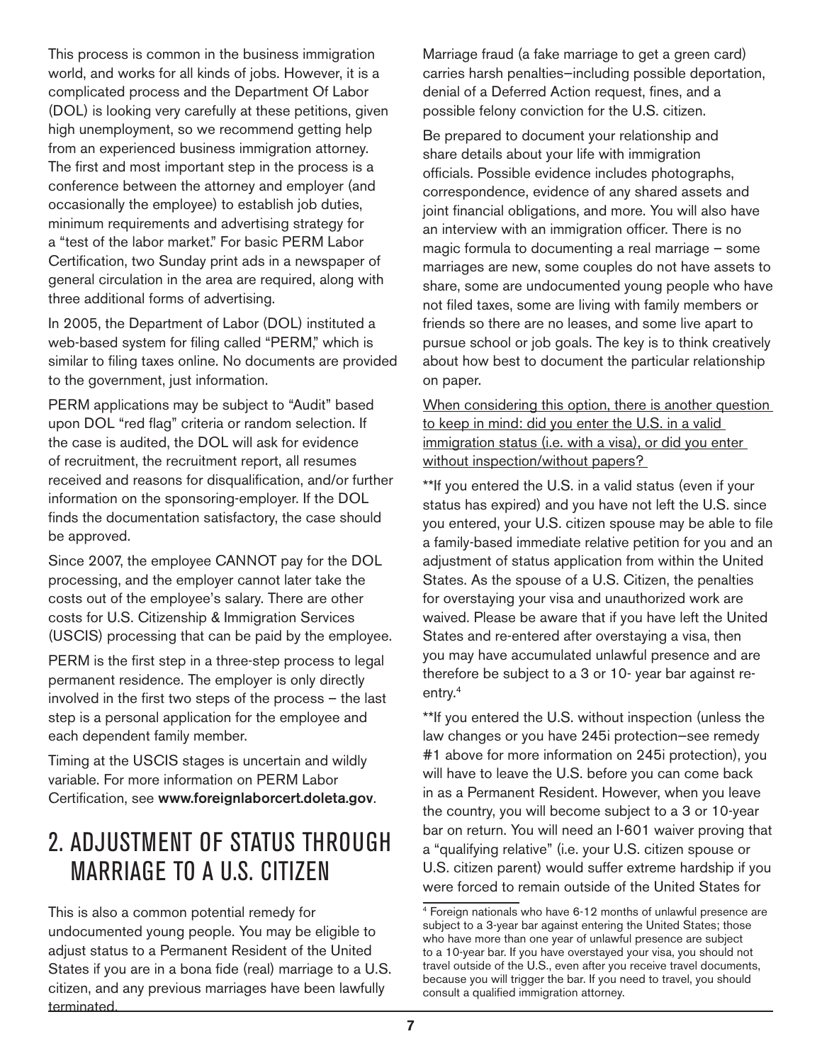This process is common in the business immigration world, and works for all kinds of jobs. However, it is a complicated process and the Department Of Labor (DOL) is looking very carefully at these petitions, given high unemployment, so we recommend getting help from an experienced business immigration attorney. The first and most important step in the process is a conference between the attorney and employer (and occasionally the employee) to establish job duties, minimum requirements and advertising strategy for a "test of the labor market." For basic PERM Labor Certification, two Sunday print ads in a newspaper of general circulation in the area are required, along with three additional forms of advertising.

In 2005, the Department of Labor (DOL) instituted a web-based system for filing called "PERM," which is similar to filing taxes online. No documents are provided to the government, just information.

PERM applications may be subject to "Audit" based upon DOL "red flag" criteria or random selection. If the case is audited, the DOL will ask for evidence of recruitment, the recruitment report, all resumes received and reasons for disqualification, and/or further information on the sponsoring-employer. If the DOL finds the documentation satisfactory, the case should be approved.

Since 2007, the employee CANNOT pay for the DOL processing, and the employer cannot later take the costs out of the employee's salary. There are other costs for U.S. Citizenship & Immigration Services (USCIS) processing that can be paid by the employee.

PERM is the first step in a three-step process to legal permanent residence. The employer is only directly involved in the first two steps of the process – the last step is a personal application for the employee and each dependent family member.

Timing at the USCIS stages is uncertain and wildly variable. For more information on PERM Labor Certification, see **www.foreignlaborcert.doleta.gov**.

## 2. ADJUSTMENT OF STATUS THROUGH MARRIAGE TO A U.S. CITIZEN

This is also a common potential remedy for undocumented young people. You may be eligible to adjust status to a Permanent Resident of the United States if you are in a bona fide (real) marriage to a U.S. citizen, and any previous marriages have been lawfully terminated.

Marriage fraud (a fake marriage to get a green card) carries harsh penalties–including possible deportation, denial of a Deferred Action request, fines, and a possible felony conviction for the U.S. citizen.

Be prepared to document your relationship and share details about your life with immigration officials. Possible evidence includes photographs, correspondence, evidence of any shared assets and joint financial obligations, and more. You will also have an interview with an immigration officer. There is no magic formula to documenting a real marriage – some marriages are new, some couples do not have assets to share, some are undocumented young people who have not filed taxes, some are living with family members or friends so there are no leases, and some live apart to pursue school or job goals. The key is to think creatively about how best to document the particular relationship on paper.

When considering this option, there is another question to keep in mind: did you enter the U.S. in a valid immigration status (i.e. with a visa), or did you enter without inspection/without papers?

**If you entered the U.S. in a valid status (even if your status has expired) and you have not left the U.S. since you entered, your U.S. citizen spouse may be able to file a family-based immediate relative petition for you and an adjustment of status application from within the United States. As the spouse of a U.S. Citizen, the penalties for overstaying your visa and unauthorized work are waived. Please be aware that if you have left the United States and re-entered after overstaying a visa, then you may have accumulated unlawful presence and are therefore be subject to a 3 or 10- year bar against re-entry.[4]

**If you entered the U.S. without inspection (unless the law changes or you have 245i protection–see remedy #1 above for more information on 245i protection), you will have to leave the U.S. before you can come back in as a Permanent Resident. However, when you leave the country, you will become subject to a 3 or 10-year bar on return. You will need an I-601 waiver proving that a "qualifying relative" (i.e. your U.S. citizen spouse or U.S. citizen parent) would suffer extreme hardship if you were forced to remain outside of the United States for

[4] Foreign nationals who have 6-12 months of unlawful presence are subject to a 3-year bar against entering the United States; those who have more than one year of unlawful presence are subject to a 10-year bar. If you have overstayed your visa, you should not travel outside of the U.S., even after you receive travel documents, because you will trigger the bar. If you need to travel, you should consult a qualified immigration attorney.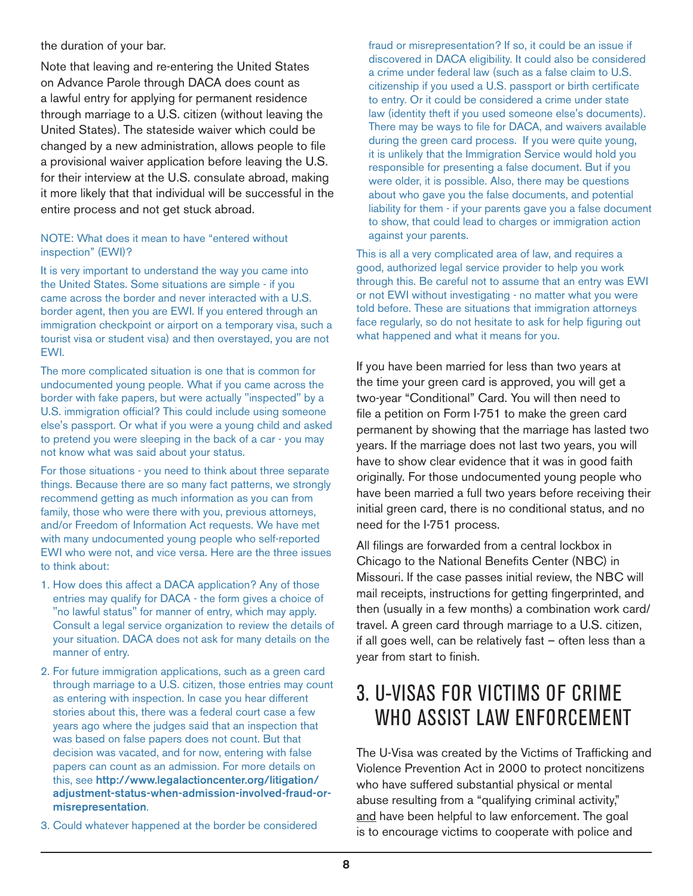the duration of your bar.

Note that leaving and re-entering the United States on Advance Parole through DACA does count as a lawful entry for applying for permanent residence through marriage to a U.S. citizen (without leaving the United States). The stateside waiver which could be changed by a new administration, allows people to file a provisional waiver application before leaving the U.S. for their interview at the U.S. consulate abroad, making it more likely that that individual will be successful in the entire process and not get stuck abroad.

NOTE: What does it mean to have "entered without inspection" (EWI)?

It is very important to understand the way you came into the United States. Some situations are simple - if you came across the border and never interacted with a U.S. border agent, then you are EWI. If you entered through an immigration checkpoint or airport on a temporary visa, such a tourist visa or student visa) and then overstayed, you are not EWI.

The more complicated situation is one that is common for undocumented young people. What if you came across the border with fake papers, but were actually "inspected" by a U.S. immigration official? This could include using someone else's passport. Or what if you were a young child and asked to pretend you were sleeping in the back of a car - you may not know what was said about your status.

For those situations - you need to think about three separate things. Because there are so many fact patterns, we strongly recommend getting as much information as you can from family, those who were there with you, previous attorneys, and/or Freedom of Information Act requests. We have met with many undocumented young people who self-reported EWI who were not, and vice versa. Here are the three issues to think about:

1. How does this affect a DACA application? Any of those entries may qualify for DACA - the form gives a choice of "no lawful status" for manner of entry, which may apply. Consult a legal service organization to review the details of your situation. DACA does not ask for many details on the manner of entry.
2. For future immigration applications, such as a green card through marriage to a U.S. citizen, those entries may count as entering with inspection. In case you hear different stories about this, there was a federal court case a few years ago where the judges said that an inspection that was based on false papers does not count. But that decision was vacated, and for now, entering with false papers can count as an admission. For more details on this, see **http://www.legalactioncenter.org/litigation/adjustment-status-when-admission-involved-fraud-or-misrepresentation**.
3. Could whatever happened at the border be considered fraud or misrepresentation? If so, it could be an issue if discovered in DACA eligibility. It could also be considered a crime under federal law (such as a false claim to U.S. citizenship if you used a U.S. passport or birth certificate to entry. Or it could be considered a crime under state law (identity theft if you used someone else's documents). There may be ways to file for DACA, and waivers available during the green card process. If you were quite young, it is unlikely that the Immigration Service would hold you responsible for presenting a false document. But if you were older, it is possible. Also, there may be questions about who gave you the false documents, and potential liability for them - if your parents gave you a false document to show, that could lead to charges or immigration action against your parents.

This is all a very complicated area of law, and requires a good, authorized legal service provider to help you work through this. Be careful not to assume that an entry was EWI or not EWI without investigating - no matter what you were told before. These are situations that immigration attorneys face regularly, so do not hesitate to ask for help figuring out what happened and what it means for you.

If you have been married for less than two years at the time your green card is approved, you will get a two-year "Conditional" Card. You will then need to file a petition on Form I-751 to make the green card permanent by showing that the marriage has lasted two years. If the marriage does not last two years, you will have to show clear evidence that it was in good faith originally. For those undocumented young people who have been married a full two years before receiving their initial green card, there is no conditional status, and no need for the I-751 process.

All filings are forwarded from a central lockbox in Chicago to the National Benefits Center (NBC) in Missouri. If the case passes initial review, the NBC will mail receipts, instructions for getting fingerprinted, and then (usually in a few months) a combination work card/travel. A green card through marriage to a U.S. citizen, if all goes well, can be relatively fast – often less than a year from start to finish.

# 3. U-VISAS FOR VICTIMS OF CRIME WHO ASSIST LAW ENFORCEMENT

The U-Visa was created by the Victims of Trafficking and Violence Prevention Act in 2000 to protect noncitizens who have suffered substantial physical or mental abuse resulting from a "qualifying criminal activity," and have been helpful to law enforcement. The goal is to encourage victims to cooperate with police and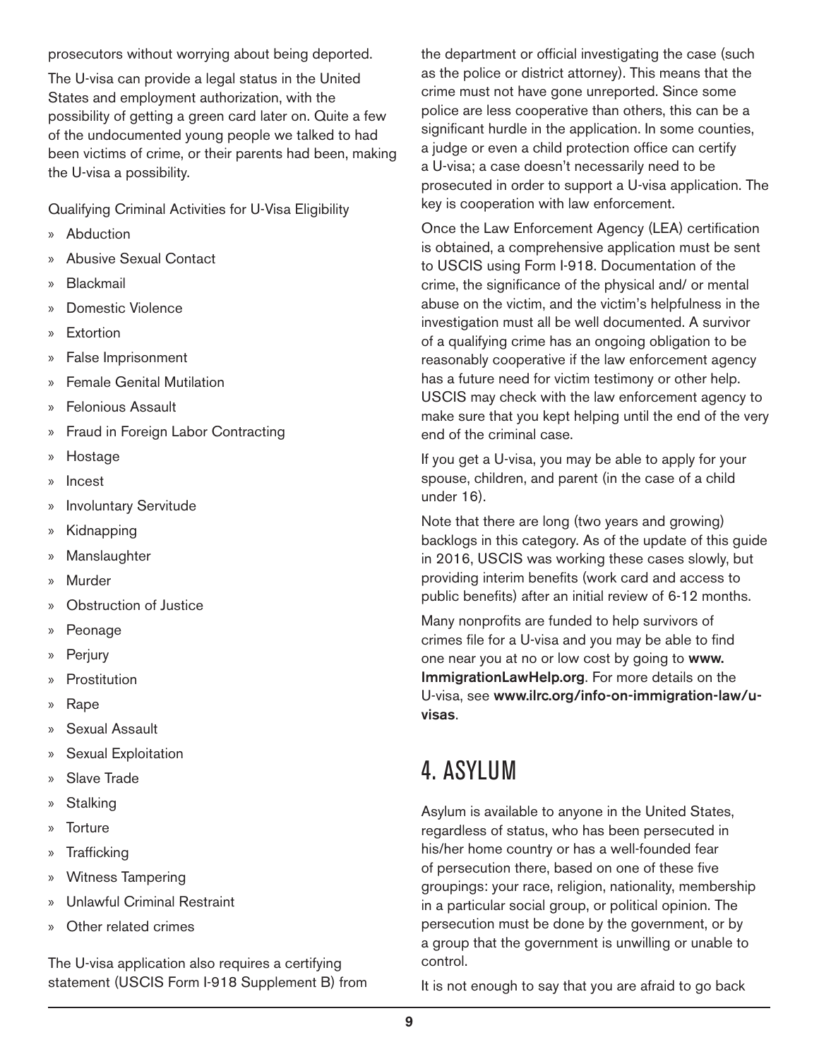prosecutors without worrying about being deported.

The U-visa can provide a legal status in the United States and employment authorization, with the possibility of getting a green card later on. Quite a few of the undocumented young people we talked to had been victims of crime, or their parents had been, making the U-visa a possibility.

Qualifying Criminal Activities for U-Visa Eligibility

- Abduction
- Abusive Sexual Contact
- Blackmail
- Domestic Violence
- Extortion
- False Imprisonment
- Female Genital Mutilation
- Felonious Assault
- Fraud in Foreign Labor Contracting
- Hostage
- Incest
- Involuntary Servitude
- Kidnapping
- Manslaughter
- Murder
- Obstruction of Justice
- Peonage
- Perjury
- Prostitution
- Rape
- Sexual Assault
- Sexual Exploitation
- Slave Trade
- Stalking
- Torture
- Trafficking
- Witness Tampering
- Unlawful Criminal Restraint
- Other related crimes

The U-visa application also requires a certifying statement (USCIS Form I-918 Supplement B) from the department or official investigating the case (such as the police or district attorney). This means that the crime must not have gone unreported. Since some police are less cooperative than others, this can be a significant hurdle in the application. In some counties, a judge or even a child protection office can certify a U-visa; a case doesn't necessarily need to be prosecuted in order to support a U-visa application. The key is cooperation with law enforcement.

Once the Law Enforcement Agency (LEA) certification is obtained, a comprehensive application must be sent to USCIS using Form I-918. Documentation of the crime, the significance of the physical and/ or mental abuse on the victim, and the victim's helpfulness in the investigation must all be well documented. A survivor of a qualifying crime has an ongoing obligation to be reasonably cooperative if the law enforcement agency has a future need for victim testimony or other help. USCIS may check with the law enforcement agency to make sure that you kept helping until the end of the very end of the criminal case.

If you get a U-visa, you may be able to apply for your spouse, children, and parent (in the case of a child under 16).

Note that there are long (two years and growing) backlogs in this category. As of the update of this guide in 2016, USCIS was working these cases slowly, but providing interim benefits (work card and access to public benefits) after an initial review of 6-12 months.

Many nonprofits are funded to help survivors of crimes file for a U-visa and you may be able to find one near you at no or low cost by going to **www.ImmigrationLawHelp.org**. For more details on the U-visa, see **www.ilrc.org/info-on-immigration-law/u-visas**.

## 4. ASYLUM

Asylum is available to anyone in the United States, regardless of status, who has been persecuted in his/her home country or has a well-founded fear of persecution there, based on one of these five groupings: your race, religion, nationality, membership in a particular social group, or political opinion. The persecution must be done by the government, or by a group that the government is unwilling or unable to control.

It is not enough to say that you are afraid to go back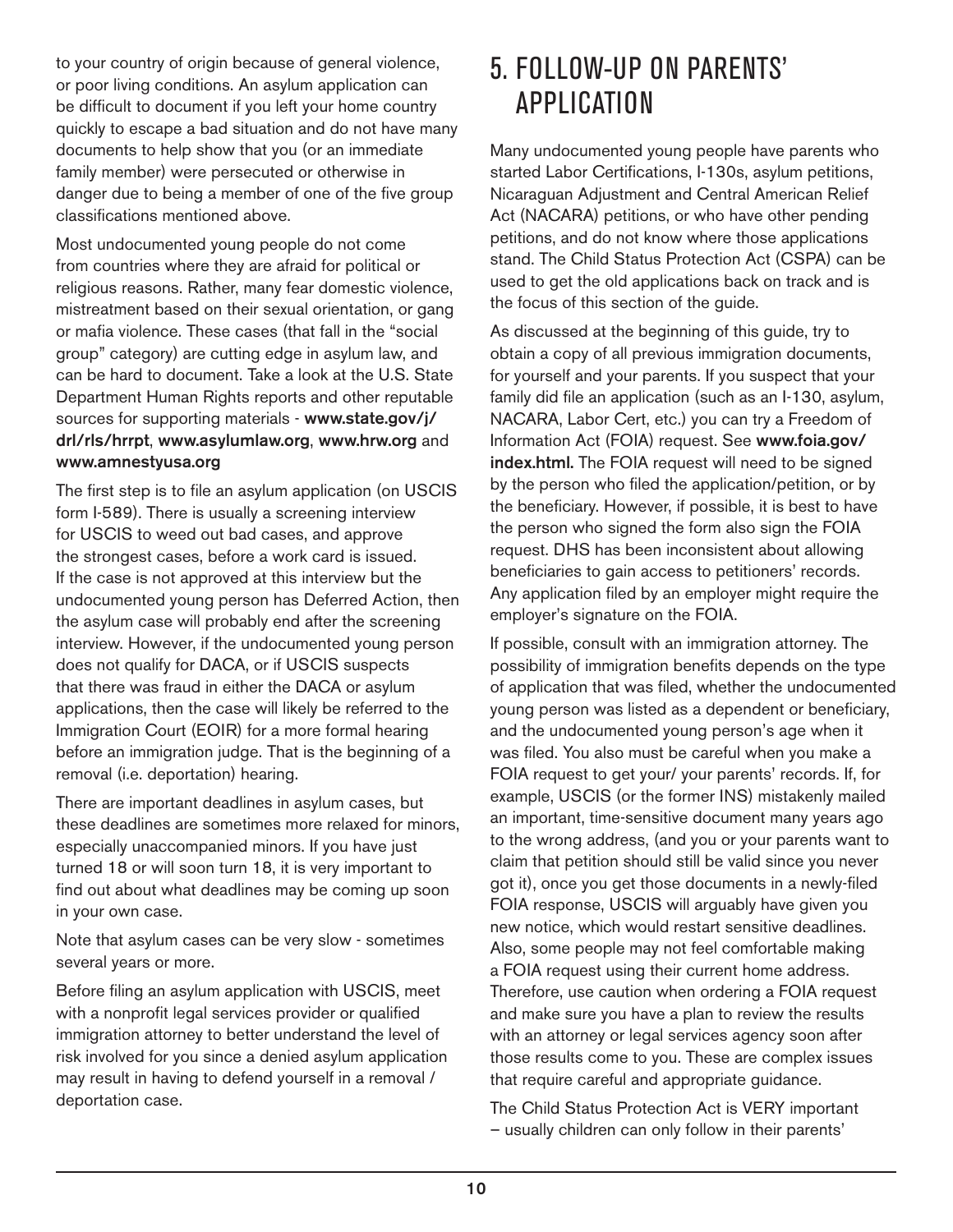to your country of origin because of general violence, or poor living conditions. An asylum application can be difficult to document if you left your home country quickly to escape a bad situation and do not have many documents to help show that you (or an immediate family member) were persecuted or otherwise in danger due to being a member of one of the five group classifications mentioned above.

Most undocumented young people do not come from countries where they are afraid for political or religious reasons. Rather, many fear domestic violence, mistreatment based on their sexual orientation, or gang or mafia violence. These cases (that fall in the "social group" category) are cutting edge in asylum law, and can be hard to document. Take a look at the U.S. State Department Human Rights reports and other reputable sources for supporting materials - **www.state.gov/j/drl/rls/hrrpt**, **www.asylumlaw.org**, **www.hrw.org** and **www.amnestyusa.org**

The first step is to file an asylum application (on USCIS form I-589). There is usually a screening interview for USCIS to weed out bad cases, and approve the strongest cases, before a work card is issued. If the case is not approved at this interview but the undocumented young person has Deferred Action, then the asylum case will probably end after the screening interview. However, if the undocumented young person does not qualify for DACA, or if USCIS suspects that there was fraud in either the DACA or asylum applications, then the case will likely be referred to the Immigration Court (EOIR) for a more formal hearing before an immigration judge. That is the beginning of a removal (i.e. deportation) hearing.

There are important deadlines in asylum cases, but these deadlines are sometimes more relaxed for minors, especially unaccompanied minors. If you have just turned 18 or will soon turn 18, it is very important to find out about what deadlines may be coming up soon in your own case.

Note that asylum cases can be very slow - sometimes several years or more.

Before filing an asylum application with USCIS, meet with a nonprofit legal services provider or qualified immigration attorney to better understand the level of risk involved for you since a denied asylum application may result in having to defend yourself in a removal / deportation case.

# 5. FOLLOW-UP ON PARENTS' APPLICATION

Many undocumented young people have parents who started Labor Certifications, I-130s, asylum petitions, Nicaraguan Adjustment and Central American Relief Act (NACARA) petitions, or who have other pending petitions, and do not know where those applications stand. The Child Status Protection Act (CSPA) can be used to get the old applications back on track and is the focus of this section of the guide.

As discussed at the beginning of this guide, try to obtain a copy of all previous immigration documents, for yourself and your parents. If you suspect that your family did file an application (such as an I-130, asylum, NACARA, Labor Cert, etc.) you can try a Freedom of Information Act (FOIA) request. See **www.foia.gov/index.html.** The FOIA request will need to be signed by the person who filed the application/petition, or by the beneficiary. However, if possible, it is best to have the person who signed the form also sign the FOIA request. DHS has been inconsistent about allowing beneficiaries to gain access to petitioners' records. Any application filed by an employer might require the employer's signature on the FOIA.

If possible, consult with an immigration attorney. The possibility of immigration benefits depends on the type of application that was filed, whether the undocumented young person was listed as a dependent or beneficiary, and the undocumented young person's age when it was filed. You also must be careful when you make a FOIA request to get your/ your parents' records. If, for example, USCIS (or the former INS) mistakenly mailed an important, time-sensitive document many years ago to the wrong address, (and you or your parents want to claim that petition should still be valid since you never got it), once you get those documents in a newly-filed FOIA response, USCIS will arguably have given you new notice, which would restart sensitive deadlines. Also, some people may not feel comfortable making a FOIA request using their current home address. Therefore, use caution when ordering a FOIA request and make sure you have a plan to review the results with an attorney or legal services agency soon after those results come to you. These are complex issues that require careful and appropriate guidance.

The Child Status Protection Act is VERY important – usually children can only follow in their parents'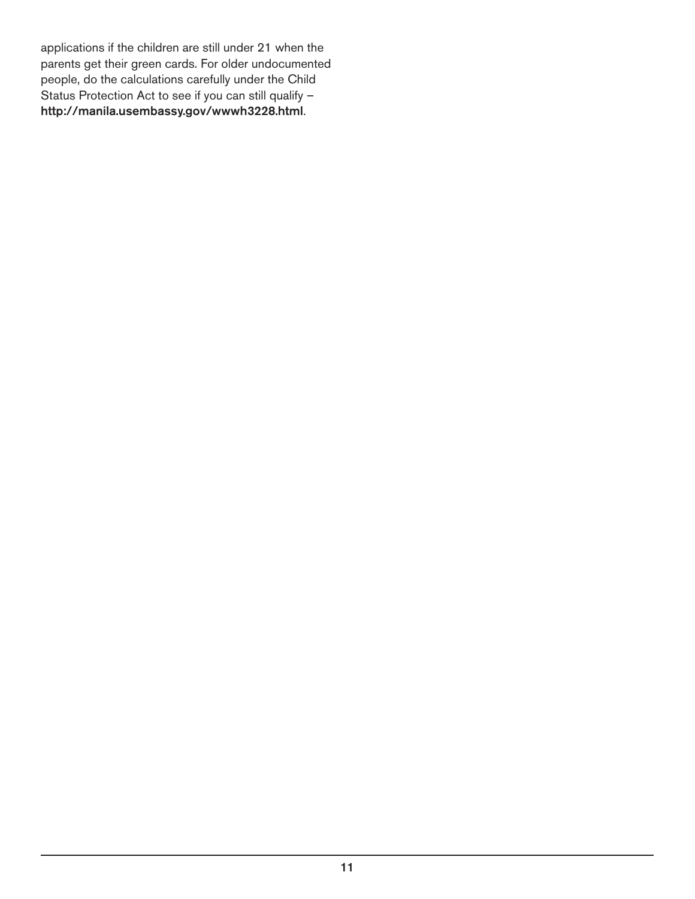applications if the children are still under 21 when the parents get their green cards. For older undocumented people, do the calculations carefully under the Child Status Protection Act to see if you can still qualify – **http://manila.usembassy.gov/wwwh3228.html**.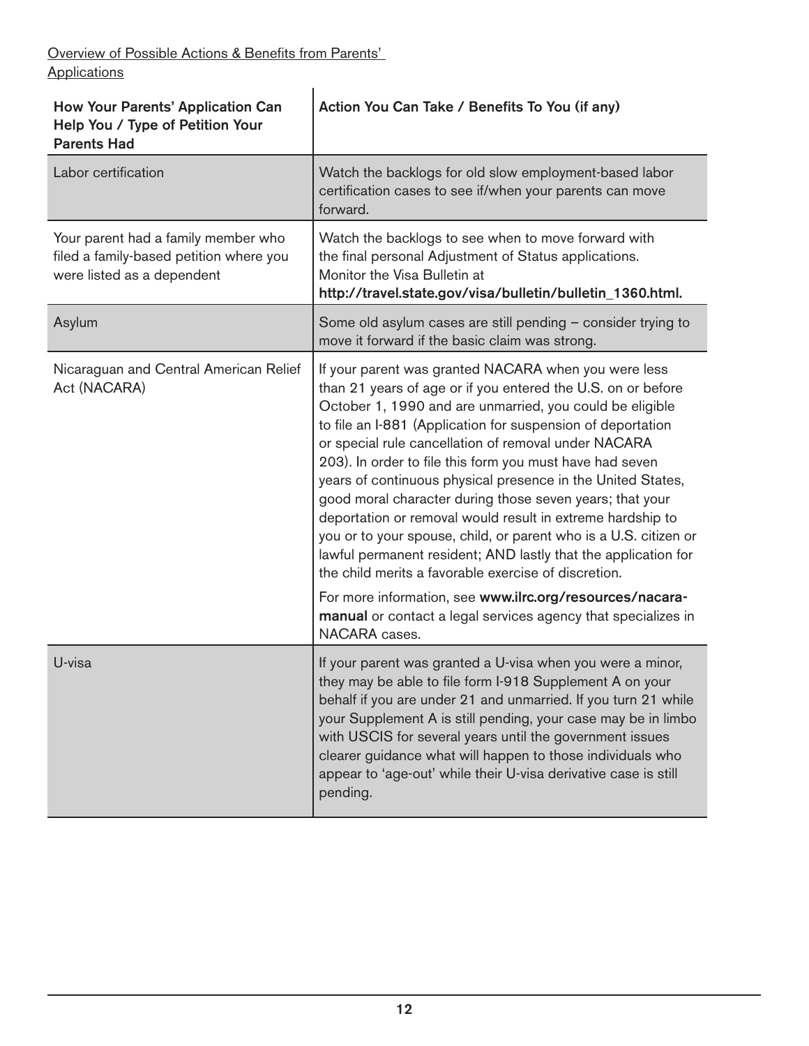Overview of Possible Actions & Benefits from Parents' Applications

| How Your Parents' Application Can Help You / Type of Petition Your Parents Had | Action You Can Take / Benefits To You (if any) |
| --- | --- |
| Labor certification | Watch the backlogs for old slow employment-based labor certification cases to see if/when your parents can move forward. |
| Your parent had a family member who filed a family-based petition where you were listed as a dependent | Watch the backlogs to see when to move forward with the final personal Adjustment of Status applications. Monitor the Visa Bulletin at **http://travel.state.gov/visa/bulletin/bulletin_1360.html.** |
| Asylum | Some old asylum cases are still pending – consider trying to move it forward if the basic claim was strong. |
| Nicaraguan and Central American Relief Act (NACARA) | If your parent was granted NACARA when you were less than 21 years of age or if you entered the U.S. on or before October 1, 1990 and are unmarried, you could be eligible to file an I-881 (Application for suspension of deportation or special rule cancellation of removal under NACARA 203). In order to file this form you must have had seven years of continuous physical presence in the United States, good moral character during those seven years; that your deportation or removal would result in extreme hardship to you or to your spouse, child, or parent who is a U.S. citizen or lawful permanent resident; AND lastly that the application for the child merits a favorable exercise of discretion.<br><br>For more information, see **www.ilrc.org/resources/nacara-manual** or contact a legal services agency that specializes in NACARA cases. |
| U-visa | If your parent was granted a U-visa when you were a minor, they may be able to file form I-918 Supplement A on your behalf if you are under 21 and unmarried. If you turn 21 while your Supplement A is still pending, your case may be in limbo with USCIS for several years until the government issues clearer guidance what will happen to those individuals who appear to 'age-out' while their U-visa derivative case is still pending. |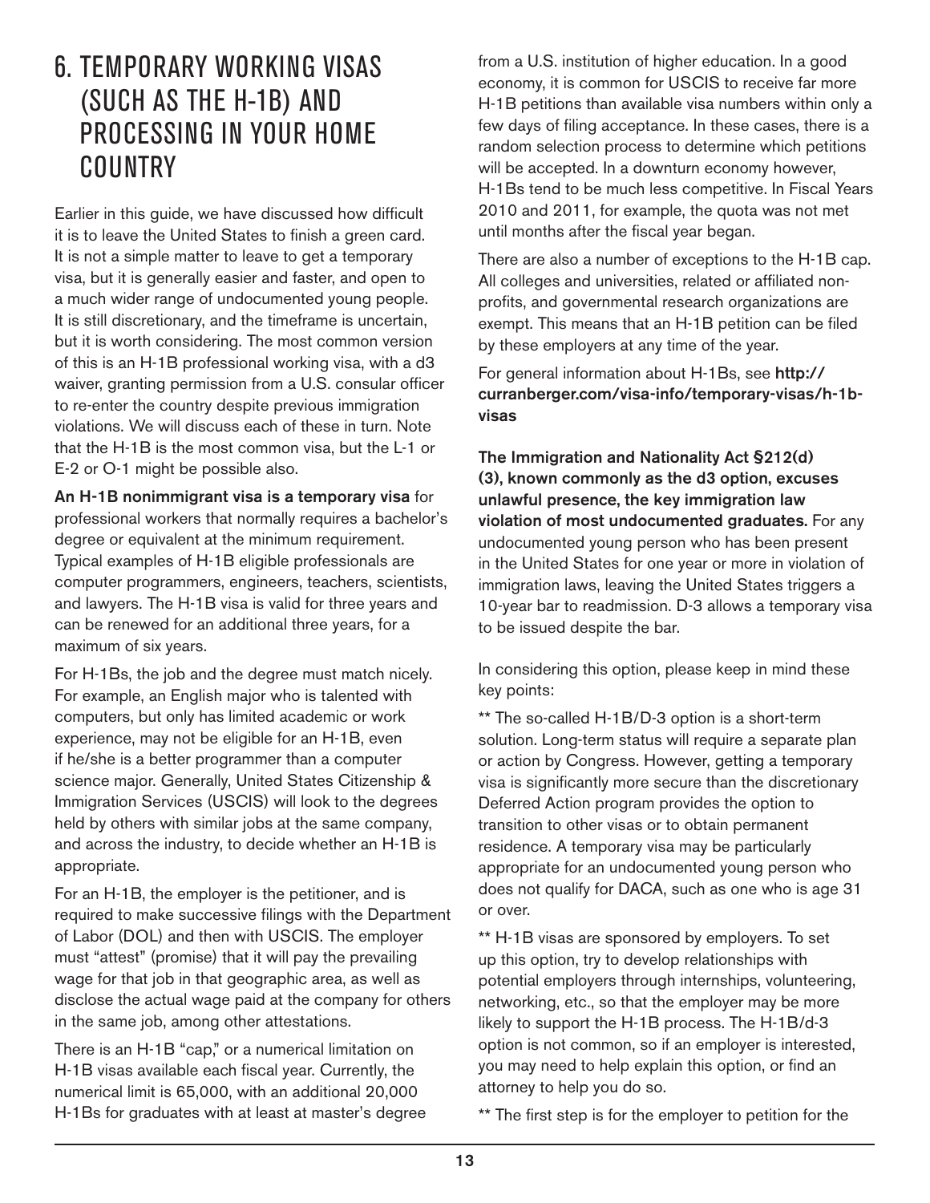# 6. TEMPORARY WORKING VISAS (SUCH AS THE H-1B) AND PROCESSING IN YOUR HOME COUNTRY

Earlier in this guide, we have discussed how difficult it is to leave the United States to finish a green card. It is not a simple matter to leave to get a temporary visa, but it is generally easier and faster, and open to a much wider range of undocumented young people. It is still discretionary, and the timeframe is uncertain, but it is worth considering. The most common version of this is an H-1B professional working visa, with a d3 waiver, granting permission from a U.S. consular officer to re-enter the country despite previous immigration violations. We will discuss each of these in turn. Note that the H-1B is the most common visa, but the L-1 or E-2 or O-1 might be possible also.

**An H-1B nonimmigrant visa is a temporary visa** for professional workers that normally requires a bachelor's degree or equivalent at the minimum requirement. Typical examples of H-1B eligible professionals are computer programmers, engineers, teachers, scientists, and lawyers. The H-1B visa is valid for three years and can be renewed for an additional three years, for a maximum of six years.

For H-1Bs, the job and the degree must match nicely. For example, an English major who is talented with computers, but only has limited academic or work experience, may not be eligible for an H-1B, even if he/she is a better programmer than a computer science major. Generally, United States Citizenship & Immigration Services (USCIS) will look to the degrees held by others with similar jobs at the same company, and across the industry, to decide whether an H-1B is appropriate.

For an H-1B, the employer is the petitioner, and is required to make successive filings with the Department of Labor (DOL) and then with USCIS. The employer must "attest" (promise) that it will pay the prevailing wage for that job in that geographic area, as well as disclose the actual wage paid at the company for others in the same job, among other attestations.

There is an H-1B "cap," or a numerical limitation on H-1B visas available each fiscal year. Currently, the numerical limit is 65,000, with an additional 20,000 H-1Bs for graduates with at least at master's degree from a U.S. institution of higher education. In a good economy, it is common for USCIS to receive far more H-1B petitions than available visa numbers within only a few days of filing acceptance. In these cases, there is a random selection process to determine which petitions will be accepted. In a downturn economy however, H-1Bs tend to be much less competitive. In Fiscal Years 2010 and 2011, for example, the quota was not met until months after the fiscal year began.

There are also a number of exceptions to the H-1B cap. All colleges and universities, related or affiliated non-profits, and governmental research organizations are exempt. This means that an H-1B petition can be filed by these employers at any time of the year.

For general information about H-1Bs, see **http://curranberger.com/visa-info/temporary-visas/h-1b-visas**

**The Immigration and Nationality Act §212(d)(3), known commonly as the d3 option, excuses unlawful presence, the key immigration law violation of most undocumented graduates.** For any undocumented young person who has been present in the United States for one year or more in violation of immigration laws, leaving the United States triggers a 10-year bar to readmission. D-3 allows a temporary visa to be issued despite the bar.

In considering this option, please keep in mind these key points:

** The so-called H-1B/D-3 option is a short-term solution. Long-term status will require a separate plan or action by Congress. However, getting a temporary visa is significantly more secure than the discretionary Deferred Action program provides the option to transition to other visas or to obtain permanent residence. A temporary visa may be particularly appropriate for an undocumented young person who does not qualify for DACA, such as one who is age 31 or over.

** H-1B visas are sponsored by employers. To set up this option, try to develop relationships with potential employers through internships, volunteering, networking, etc., so that the employer may be more likely to support the H-1B process. The H-1B/d-3 option is not common, so if an employer is interested, you may need to help explain this option, or find an attorney to help you do so.

** The first step is for the employer to petition for the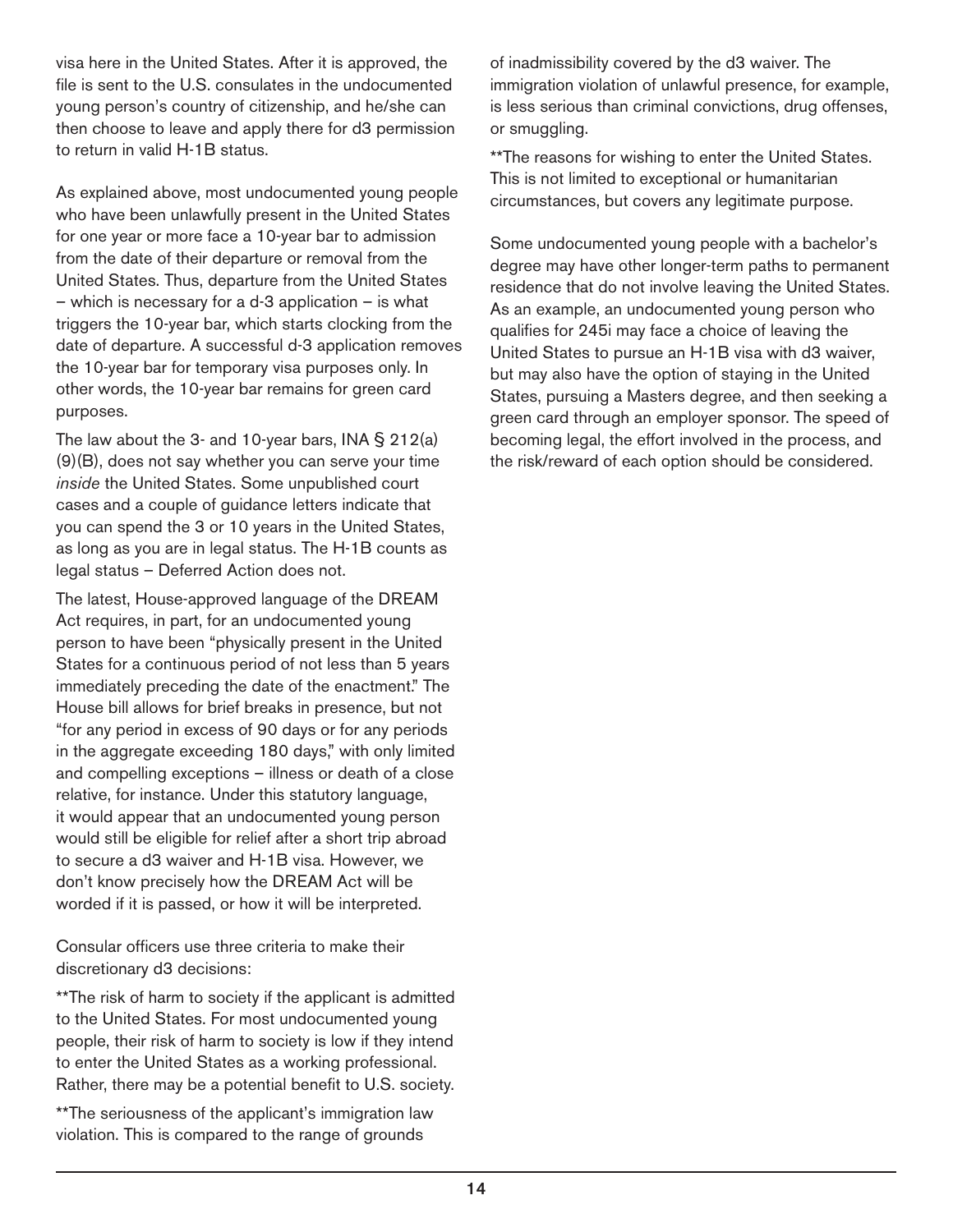visa here in the United States. After it is approved, the file is sent to the U.S. consulates in the undocumented young person's country of citizenship, and he/she can then choose to leave and apply there for d3 permission to return in valid H-1B status.

As explained above, most undocumented young people who have been unlawfully present in the United States for one year or more face a 10-year bar to admission from the date of their departure or removal from the United States. Thus, departure from the United States – which is necessary for a d-3 application – is what triggers the 10-year bar, which starts clocking from the date of departure. A successful d-3 application removes the 10-year bar for temporary visa purposes only. In other words, the 10-year bar remains for green card purposes.

The law about the 3- and 10-year bars, INA § 212(a)(9)(B), does not say whether you can serve your time *inside* the United States. Some unpublished court cases and a couple of guidance letters indicate that you can spend the 3 or 10 years in the United States, as long as you are in legal status. The H-1B counts as legal status – Deferred Action does not.

The latest, House-approved language of the DREAM Act requires, in part, for an undocumented young person to have been "physically present in the United States for a continuous period of not less than 5 years immediately preceding the date of the enactment." The House bill allows for brief breaks in presence, but not "for any period in excess of 90 days or for any periods in the aggregate exceeding 180 days," with only limited and compelling exceptions – illness or death of a close relative, for instance. Under this statutory language, it would appear that an undocumented young person would still be eligible for relief after a short trip abroad to secure a d3 waiver and H-1B visa. However, we don't know precisely how the DREAM Act will be worded if it is passed, or how it will be interpreted.

Consular officers use three criteria to make their discretionary d3 decisions:

**The risk of harm to society if the applicant is admitted to the United States. For most undocumented young people, their risk of harm to society is low if they intend to enter the United States as a working professional. Rather, there may be a potential benefit to U.S. society.

**The seriousness of the applicant's immigration law violation. This is compared to the range of grounds of inadmissibility covered by the d3 waiver. The immigration violation of unlawful presence, for example, is less serious than criminal convictions, drug offenses, or smuggling.

**The reasons for wishing to enter the United States. This is not limited to exceptional or humanitarian circumstances, but covers any legitimate purpose.

Some undocumented young people with a bachelor's degree may have other longer-term paths to permanent residence that do not involve leaving the United States. As an example, an undocumented young person who qualifies for 245i may face a choice of leaving the United States to pursue an H-1B visa with d3 waiver, but may also have the option of staying in the United States, pursuing a Masters degree, and then seeking a green card through an employer sponsor. The speed of becoming legal, the effort involved in the process, and the risk/reward of each option should be considered.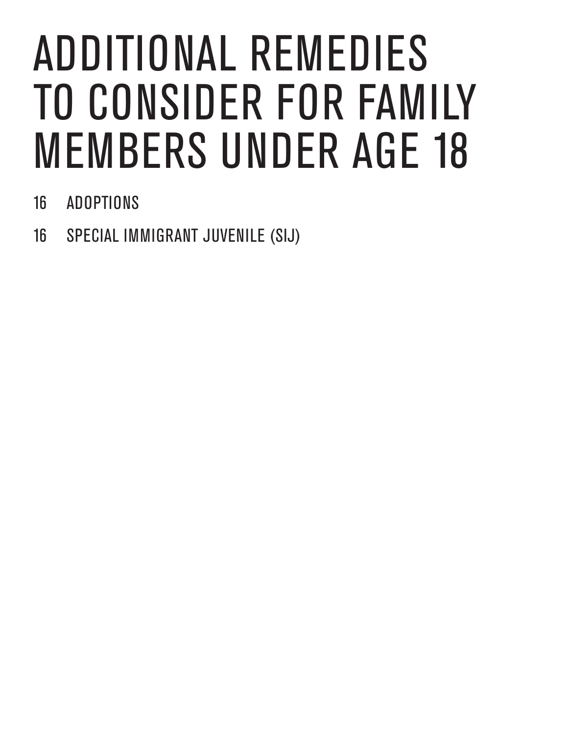# ADDITIONAL REMEDIES TO CONSIDER FOR FAMILY MEMBERS UNDER AGE 18

16 ADOPTIONS

16 SPECIAL IMMIGRANT JUVENILE (SIJ)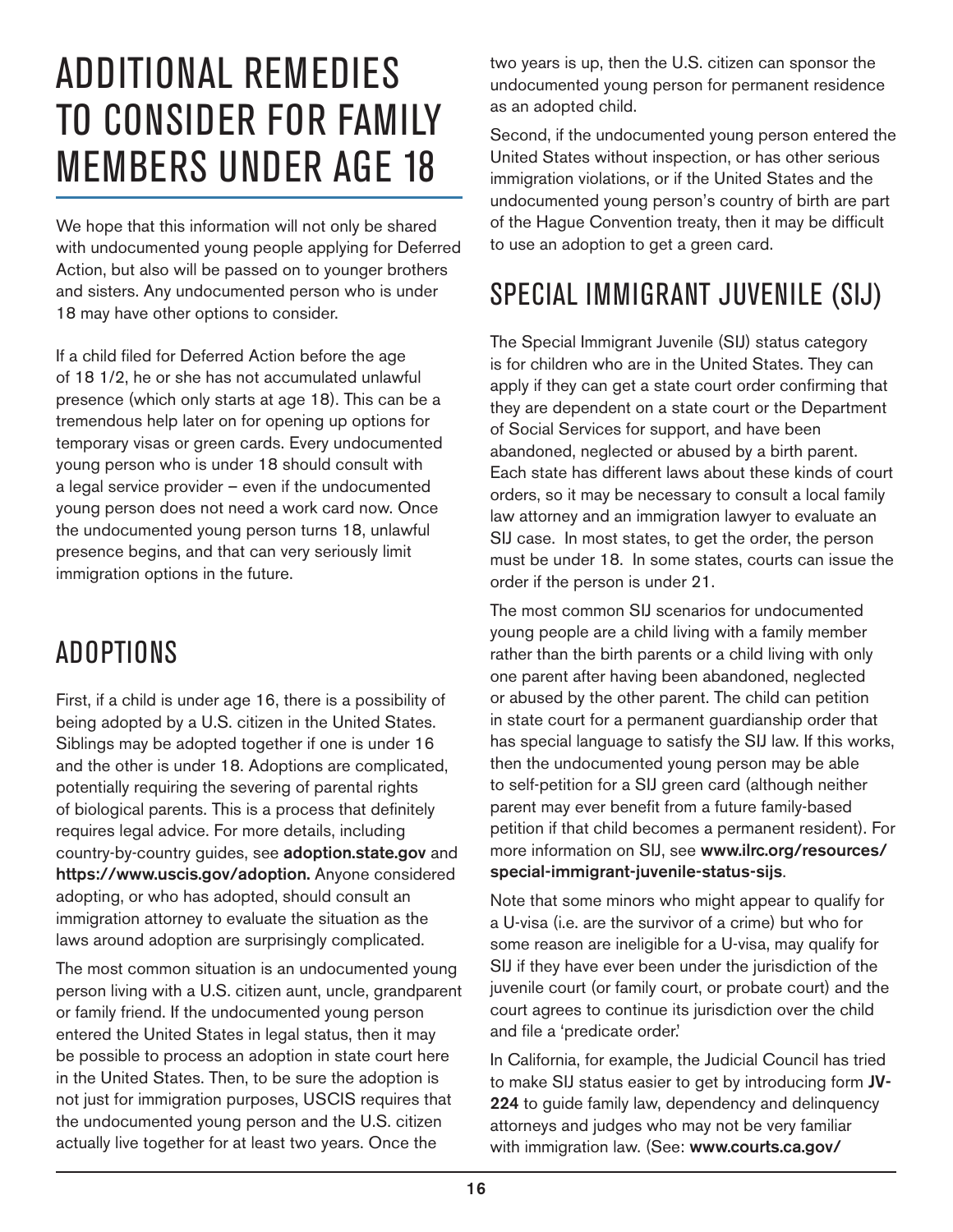# ADDITIONAL REMEDIES TO CONSIDER FOR FAMILY MEMBERS UNDER AGE 18

We hope that this information will not only be shared with undocumented young people applying for Deferred Action, but also will be passed on to younger brothers and sisters. Any undocumented person who is under 18 may have other options to consider.

If a child filed for Deferred Action before the age of 18 1/2, he or she has not accumulated unlawful presence (which only starts at age 18). This can be a tremendous help later on for opening up options for temporary visas or green cards. Every undocumented young person who is under 18 should consult with a legal service provider – even if the undocumented young person does not need a work card now. Once the undocumented young person turns 18, unlawful presence begins, and that can very seriously limit immigration options in the future.

## ADOPTIONS

First, if a child is under age 16, there is a possibility of being adopted by a U.S. citizen in the United States. Siblings may be adopted together if one is under 16 and the other is under 18. Adoptions are complicated, potentially requiring the severing of parental rights of biological parents. This is a process that definitely requires legal advice. For more details, including country-by-country guides, see **adoption.state.gov** and **https://www.uscis.gov/adoption.** Anyone considered adopting, or who has adopted, should consult an immigration attorney to evaluate the situation as the laws around adoption are surprisingly complicated.

The most common situation is an undocumented young person living with a U.S. citizen aunt, uncle, grandparent or family friend. If the undocumented young person entered the United States in legal status, then it may be possible to process an adoption in state court here in the United States. Then, to be sure the adoption is not just for immigration purposes, USCIS requires that the undocumented young person and the U.S. citizen actually live together for at least two years. Once the two years is up, then the U.S. citizen can sponsor the undocumented young person for permanent residence as an adopted child.

Second, if the undocumented young person entered the United States without inspection, or has other serious immigration violations, or if the United States and the undocumented young person's country of birth are part of the Hague Convention treaty, then it may be difficult to use an adoption to get a green card.

## SPECIAL IMMIGRANT JUVENILE (SIJ)

The Special Immigrant Juvenile (SIJ) status category is for children who are in the United States. They can apply if they can get a state court order confirming that they are dependent on a state court or the Department of Social Services for support, and have been abandoned, neglected or abused by a birth parent. Each state has different laws about these kinds of court orders, so it may be necessary to consult a local family law attorney and an immigration lawyer to evaluate an SIJ case. In most states, to get the order, the person must be under 18. In some states, courts can issue the order if the person is under 21.

The most common SIJ scenarios for undocumented young people are a child living with a family member rather than the birth parents or a child living with only one parent after having been abandoned, neglected or abused by the other parent. The child can petition in state court for a permanent guardianship order that has special language to satisfy the SIJ law. If this works, then the undocumented young person may be able to self-petition for a SIJ green card (although neither parent may ever benefit from a future family-based petition if that child becomes a permanent resident). For more information on SIJ, see **www.ilrc.org/resources/special-immigrant-juvenile-status-sijs**.

Note that some minors who might appear to qualify for a U-visa (i.e. are the survivor of a crime) but who for some reason are ineligible for a U-visa, may qualify for SIJ if they have ever been under the jurisdiction of the juvenile court (or family court, or probate court) and the court agrees to continue its jurisdiction over the child and file a 'predicate order.'

In California, for example, the Judicial Council has tried to make SIJ status easier to get by introducing form **JV-224** to guide family law, dependency and delinquency attorneys and judges who may not be very familiar with immigration law. (See: **www.courts.ca.gov/**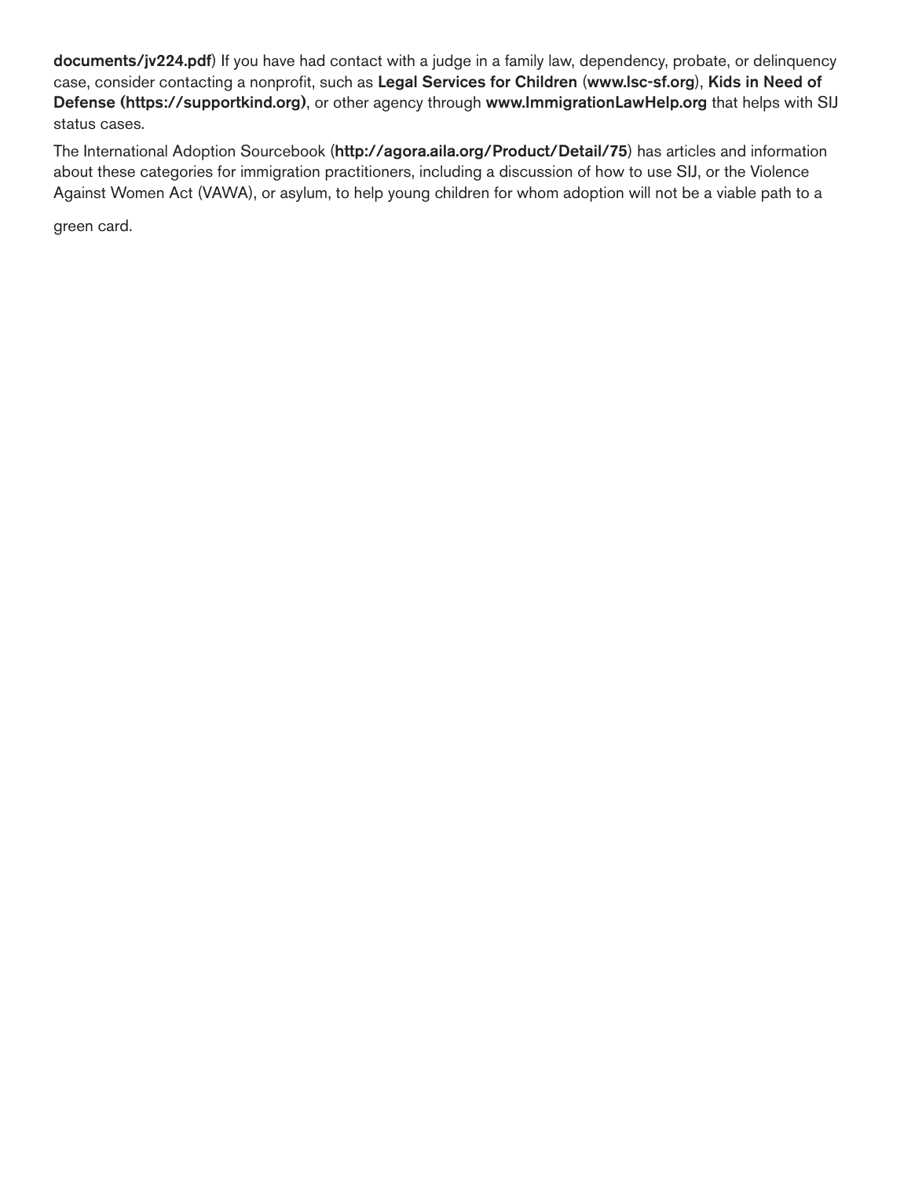**documents/jv224.pdf**) If you have had contact with a judge in a family law, dependency, probate, or delinquency case, consider contacting a nonprofit, such as **Legal Services for Children** (**www.lsc-sf.org**), **Kids in Need of Defense (https://supportkind.org)**, or other agency through **www.ImmigrationLawHelp.org** that helps with SIJ status cases.

The International Adoption Sourcebook (**http://agora.aila.org/Product/Detail/75**) has articles and information about these categories for immigration practitioners, including a discussion of how to use SIJ, or the Violence Against Women Act (VAWA), or asylum, to help young children for whom adoption will not be a viable path to a green card.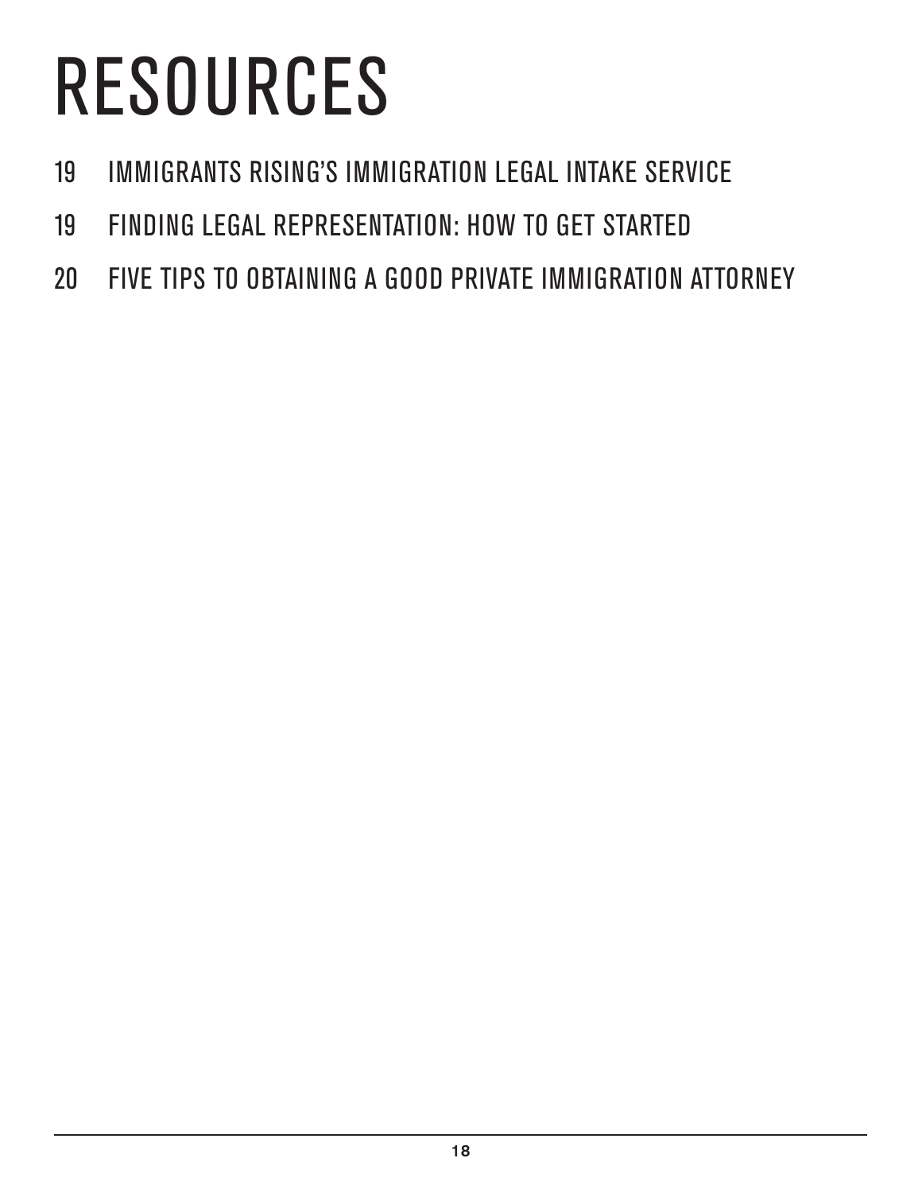# RESOURCES

19 IMMIGRANTS RISING'S IMMIGRATION LEGAL INTAKE SERVICE

19 FINDING LEGAL REPRESENTATION: HOW TO GET STARTED

20 FIVE TIPS TO OBTAINING A GOOD PRIVATE IMMIGRATION ATTORNEY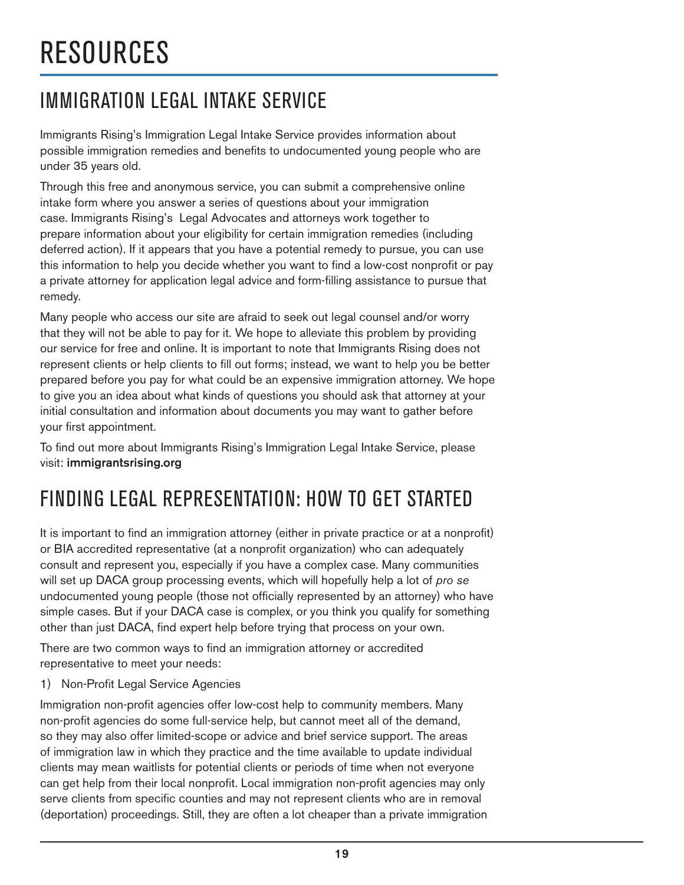# RESOURCES

## IMMIGRATION LEGAL INTAKE SERVICE

Immigrants Rising's Immigration Legal Intake Service provides information about possible immigration remedies and benefits to undocumented young people who are under 35 years old.

Through this free and anonymous service, you can submit a comprehensive online intake form where you answer a series of questions about your immigration case. Immigrants Rising's Legal Advocates and attorneys work together to prepare information about your eligibility for certain immigration remedies (including deferred action). If it appears that you have a potential remedy to pursue, you can use this information to help you decide whether you want to find a low-cost nonprofit or pay a private attorney for application legal advice and form-filling assistance to pursue that remedy.

Many people who access our site are afraid to seek out legal counsel and/or worry that they will not be able to pay for it. We hope to alleviate this problem by providing our service for free and online. It is important to note that Immigrants Rising does not represent clients or help clients to fill out forms; instead, we want to help you be better prepared before you pay for what could be an expensive immigration attorney. We hope to give you an idea about what kinds of questions you should ask that attorney at your initial consultation and information about documents you may want to gather before your first appointment.

To find out more about Immigrants Rising's Immigration Legal Intake Service, please visit: **immigrantsrising.org**

## FINDING LEGAL REPRESENTATION: HOW TO GET STARTED

It is important to find an immigration attorney (either in private practice or at a nonprofit) or BIA accredited representative (at a nonprofit organization) who can adequately consult and represent you, especially if you have a complex case. Many communities will set up DACA group processing events, which will hopefully help a lot of *pro se* undocumented young people (those not officially represented by an attorney) who have simple cases. But if your DACA case is complex, or you think you qualify for something other than just DACA, find expert help before trying that process on your own.

There are two common ways to find an immigration attorney or accredited representative to meet your needs:

1) Non-Profit Legal Service Agencies

Immigration non-profit agencies offer low-cost help to community members. Many non-profit agencies do some full-service help, but cannot meet all of the demand, so they may also offer limited-scope or advice and brief service support. The areas of immigration law in which they practice and the time available to update individual clients may mean waitlists for potential clients or periods of time when not everyone can get help from their local nonprofit. Local immigration non-profit agencies may only serve clients from specific counties and may not represent clients who are in removal (deportation) proceedings. Still, they are often a lot cheaper than a private immigration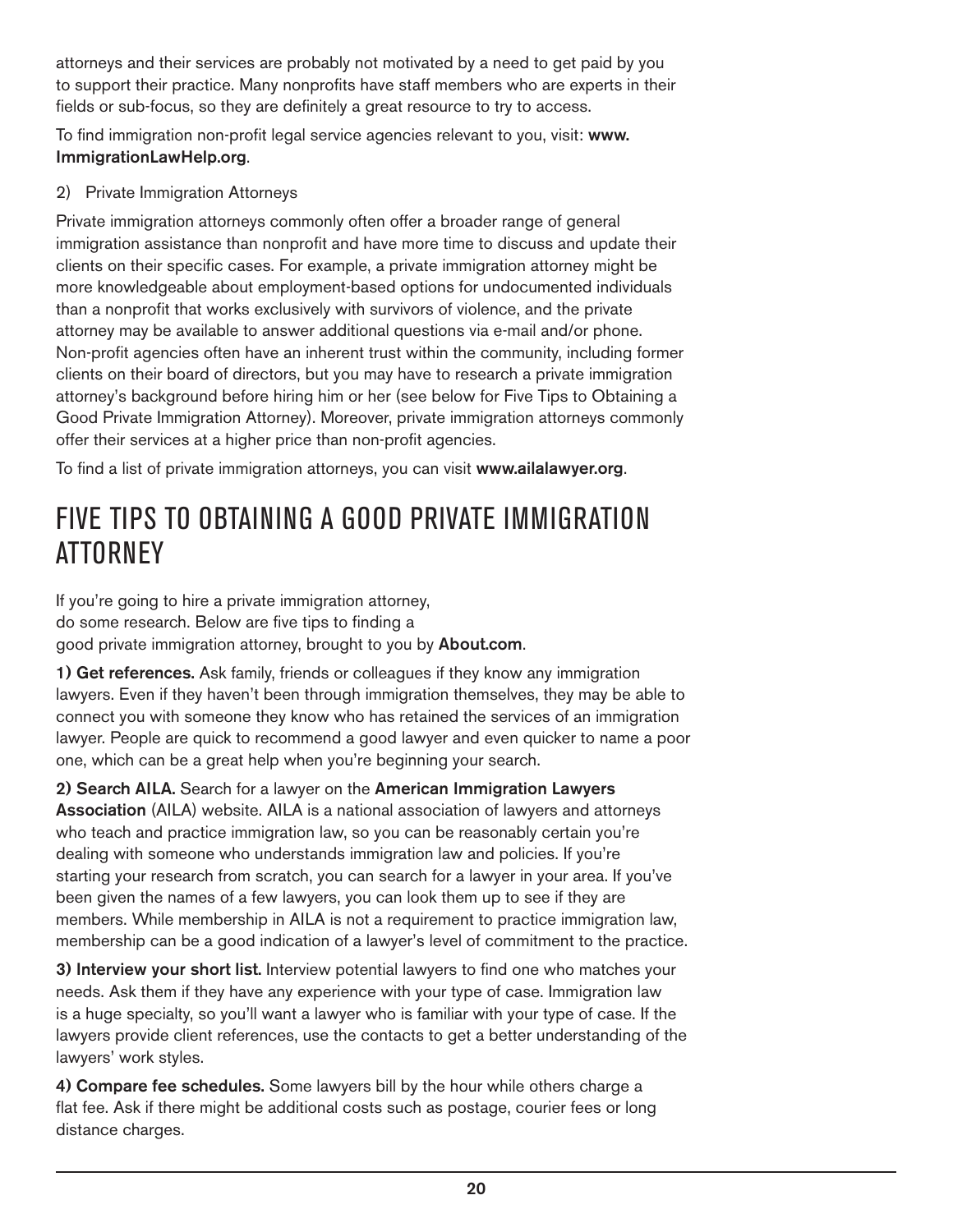attorneys and their services are probably not motivated by a need to get paid by you to support their practice. Many nonprofits have staff members who are experts in their fields or sub-focus, so they are definitely a great resource to try to access.

To find immigration non-profit legal service agencies relevant to you, visit: **www.ImmigrationLawHelp.org**.

2) Private Immigration Attorneys

Private immigration attorneys commonly often offer a broader range of general immigration assistance than nonprofit and have more time to discuss and update their clients on their specific cases. For example, a private immigration attorney might be more knowledgeable about employment-based options for undocumented individuals than a nonprofit that works exclusively with survivors of violence, and the private attorney may be available to answer additional questions via e-mail and/or phone. Non-profit agencies often have an inherent trust within the community, including former clients on their board of directors, but you may have to research a private immigration attorney's background before hiring him or her (see below for Five Tips to Obtaining a Good Private Immigration Attorney). Moreover, private immigration attorneys commonly offer their services at a higher price than non-profit agencies.

To find a list of private immigration attorneys, you can visit **www.ailalawyer.org**.

## FIVE TIPS TO OBTAINING A GOOD PRIVATE IMMIGRATION ATTORNEY

If you're going to hire a private immigration attorney, do some research. Below are five tips to finding a good private immigration attorney, brought to you by **About.com**.

**1) Get references.** Ask family, friends or colleagues if they know any immigration lawyers. Even if they haven't been through immigration themselves, they may be able to connect you with someone they know who has retained the services of an immigration lawyer. People are quick to recommend a good lawyer and even quicker to name a poor one, which can be a great help when you're beginning your search.

**2) Search AILA.** Search for a lawyer on the **American Immigration Lawyers Association** (AILA) website. AILA is a national association of lawyers and attorneys who teach and practice immigration law, so you can be reasonably certain you're dealing with someone who understands immigration law and policies. If you're starting your research from scratch, you can search for a lawyer in your area. If you've been given the names of a few lawyers, you can look them up to see if they are members. While membership in AILA is not a requirement to practice immigration law, membership can be a good indication of a lawyer's level of commitment to the practice.

**3) Interview your short list.** Interview potential lawyers to find one who matches your needs. Ask them if they have any experience with your type of case. Immigration law is a huge specialty, so you'll want a lawyer who is familiar with your type of case. If the lawyers provide client references, use the contacts to get a better understanding of the lawyers' work styles.

**4) Compare fee schedules.** Some lawyers bill by the hour while others charge a flat fee. Ask if there might be additional costs such as postage, courier fees or long distance charges.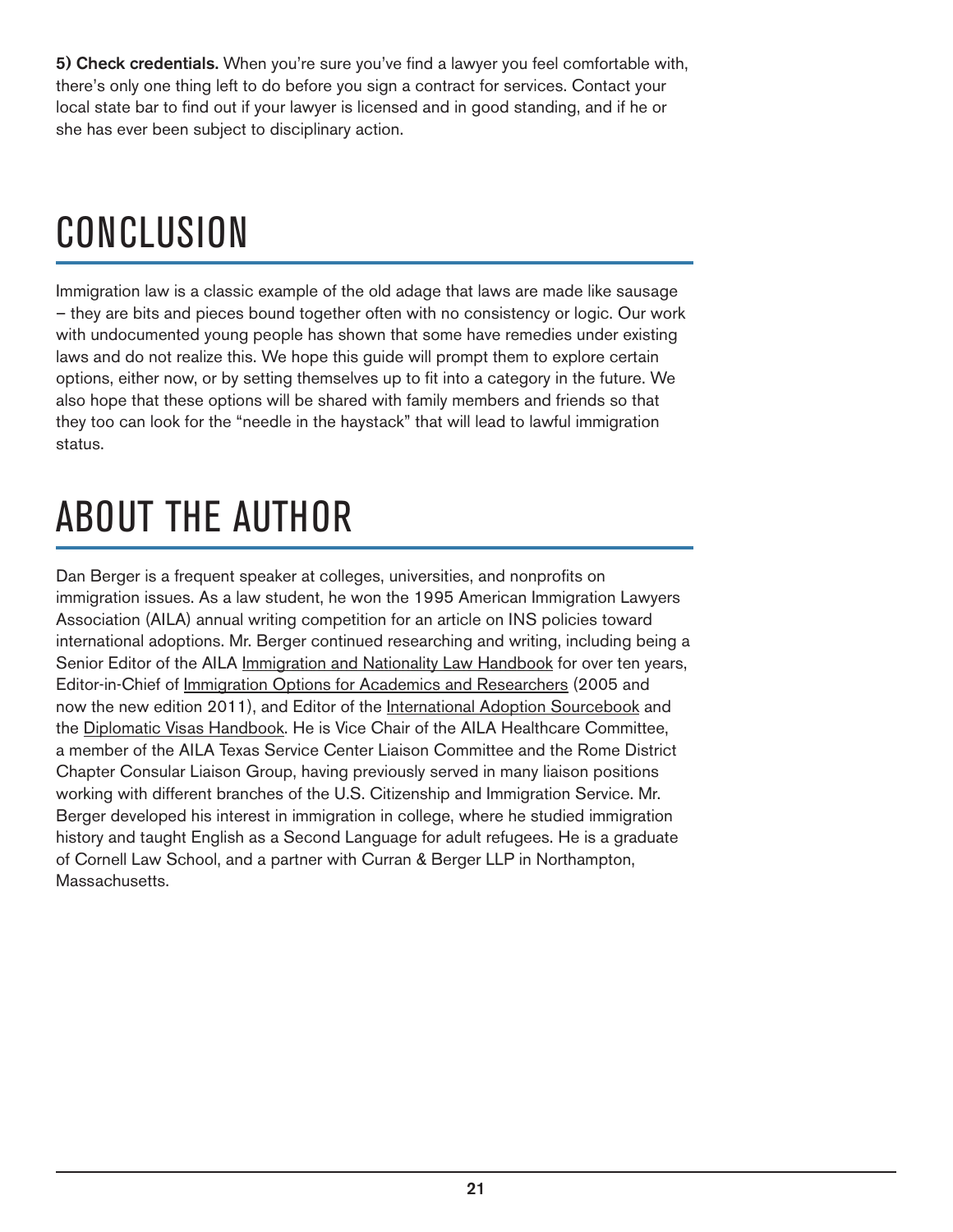**5) Check credentials.** When you're sure you've find a lawyer you feel comfortable with, there's only one thing left to do before you sign a contract for services. Contact your local state bar to find out if your lawyer is licensed and in good standing, and if he or she has ever been subject to disciplinary action.

# CONCLUSION

Immigration law is a classic example of the old adage that laws are made like sausage – they are bits and pieces bound together often with no consistency or logic. Our work with undocumented young people has shown that some have remedies under existing laws and do not realize this. We hope this guide will prompt them to explore certain options, either now, or by setting themselves up to fit into a category in the future. We also hope that these options will be shared with family members and friends so that they too can look for the "needle in the haystack" that will lead to lawful immigration status.

# ABOUT THE AUTHOR

Dan Berger is a frequent speaker at colleges, universities, and nonprofits on immigration issues. As a law student, he won the 1995 American Immigration Lawyers Association (AILA) annual writing competition for an article on INS policies toward international adoptions. Mr. Berger continued researching and writing, including being a Senior Editor of the AILA Immigration and Nationality Law Handbook for over ten years, Editor-in-Chief of Immigration Options for Academics and Researchers (2005 and now the new edition 2011), and Editor of the International Adoption Sourcebook and the Diplomatic Visas Handbook. He is Vice Chair of the AILA Healthcare Committee, a member of the AILA Texas Service Center Liaison Committee and the Rome District Chapter Consular Liaison Group, having previously served in many liaison positions working with different branches of the U.S. Citizenship and Immigration Service. Mr. Berger developed his interest in immigration in college, where he studied immigration history and taught English as a Second Language for adult refugees. He is a graduate of Cornell Law School, and a partner with Curran & Berger LLP in Northampton, Massachusetts.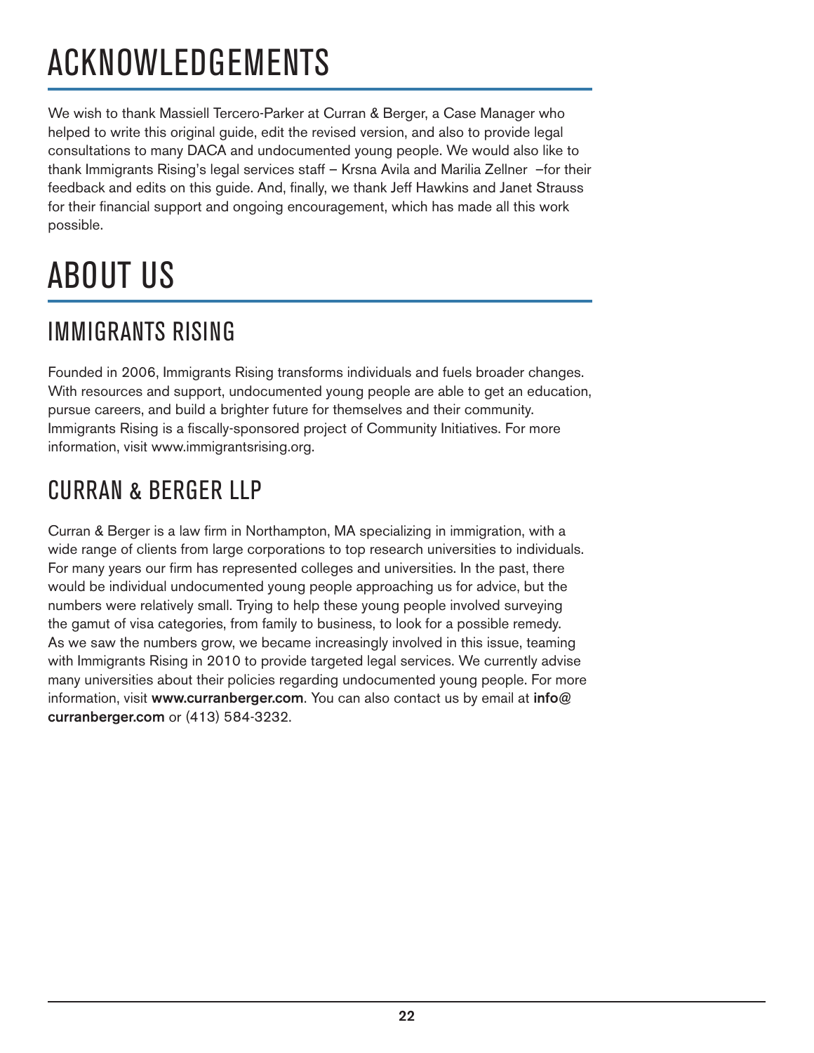# ACKNOWLEDGEMENTS

We wish to thank Massiell Tercero-Parker at Curran & Berger, a Case Manager who helped to write this original guide, edit the revised version, and also to provide legal consultations to many DACA and undocumented young people. We would also like to thank Immigrants Rising's legal services staff – Krsna Avila and Marilia Zellner –for their feedback and edits on this guide. And, finally, we thank Jeff Hawkins and Janet Strauss for their financial support and ongoing encouragement, which has made all this work possible.

# ABOUT US

## IMMIGRANTS RISING

Founded in 2006, Immigrants Rising transforms individuals and fuels broader changes. With resources and support, undocumented young people are able to get an education, pursue careers, and build a brighter future for themselves and their community. Immigrants Rising is a fiscally-sponsored project of Community Initiatives. For more information, visit www.immigrantsrising.org.

## CURRAN & BERGER LLP

Curran & Berger is a law firm in Northampton, MA specializing in immigration, with a wide range of clients from large corporations to top research universities to individuals. For many years our firm has represented colleges and universities. In the past, there would be individual undocumented young people approaching us for advice, but the numbers were relatively small. Trying to help these young people involved surveying the gamut of visa categories, from family to business, to look for a possible remedy. As we saw the numbers grow, we became increasingly involved in this issue, teaming with Immigrants Rising in 2010 to provide targeted legal services. We currently advise many universities about their policies regarding undocumented young people. For more information, visit **www.curranberger.com**. You can also contact us by email at **info@curranberger.com** or (413) 584-3232.